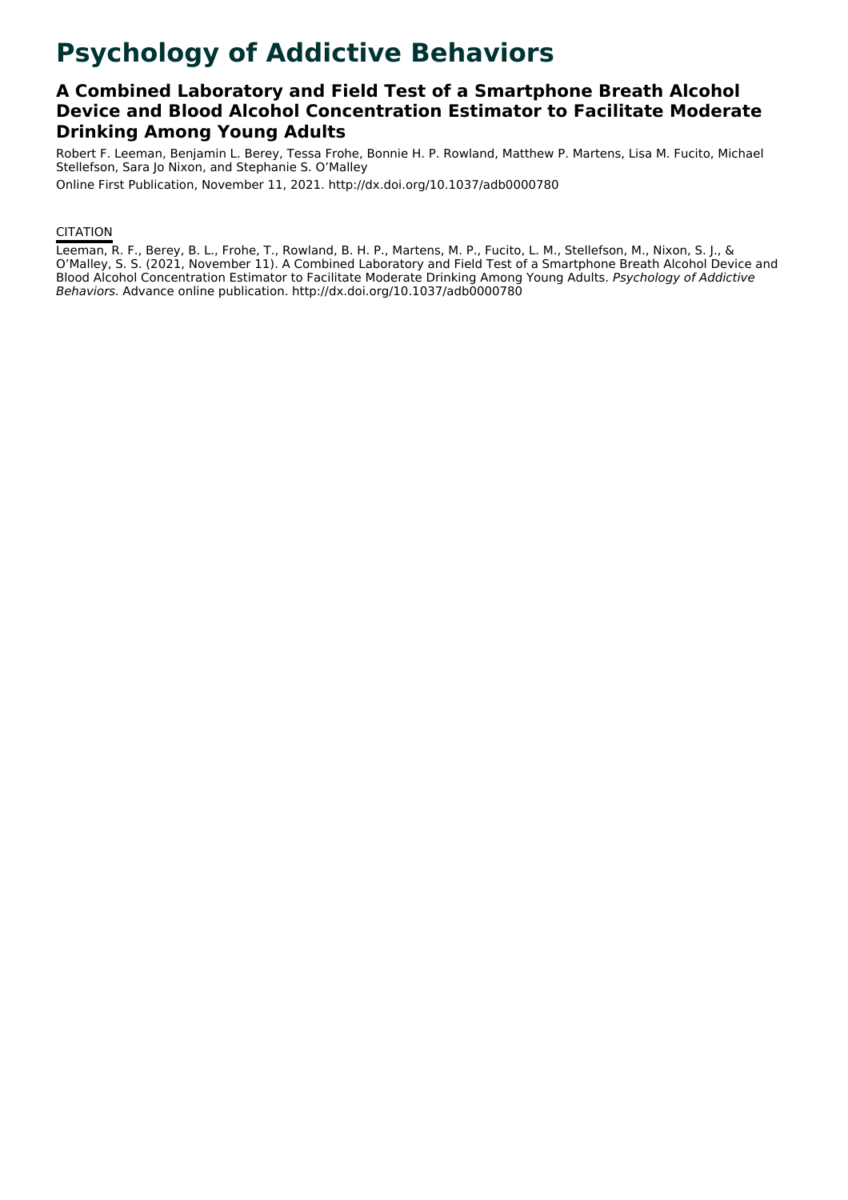# Psychology of Addictive Behaviors

## A Combined Laboratory and Field Test of a Smartphone Breath Alcohol Device and Blood Alcohol Concentration Estimator to Facilitate Moderate Drinking Among Young Adults

Robert F. Leeman, Benjamin L. Berey, Tessa Frohe, Bonnie H. P. Rowland, Matthew P. Martens, Lisa M. Fucito, Michael Stellefson, Sara Jo Nixon, and Stephanie S. O'Malley

Online First Publication, November 11, 2021. http://dx.doi.org/10.1037/adb0000780

CITATION

Leeman, R. F., Berey, B. L., Frohe, T., Rowland, B. H. P., Martens, M. P., Fucito, L. M., Stellefson, M., Nixon, S. J., & O'Malley, S. S. (2021, November 11). A Combined Laboratory and Field Test of a Smartphone Breath Alcohol Device and Blood Alcohol Concentration Estimator to Facilitate Moderate Drinking Among Young Adults. *Psychology of Addictive Behaviors*. Advance online publication. http://dx.doi.org/10.1037/adb0000780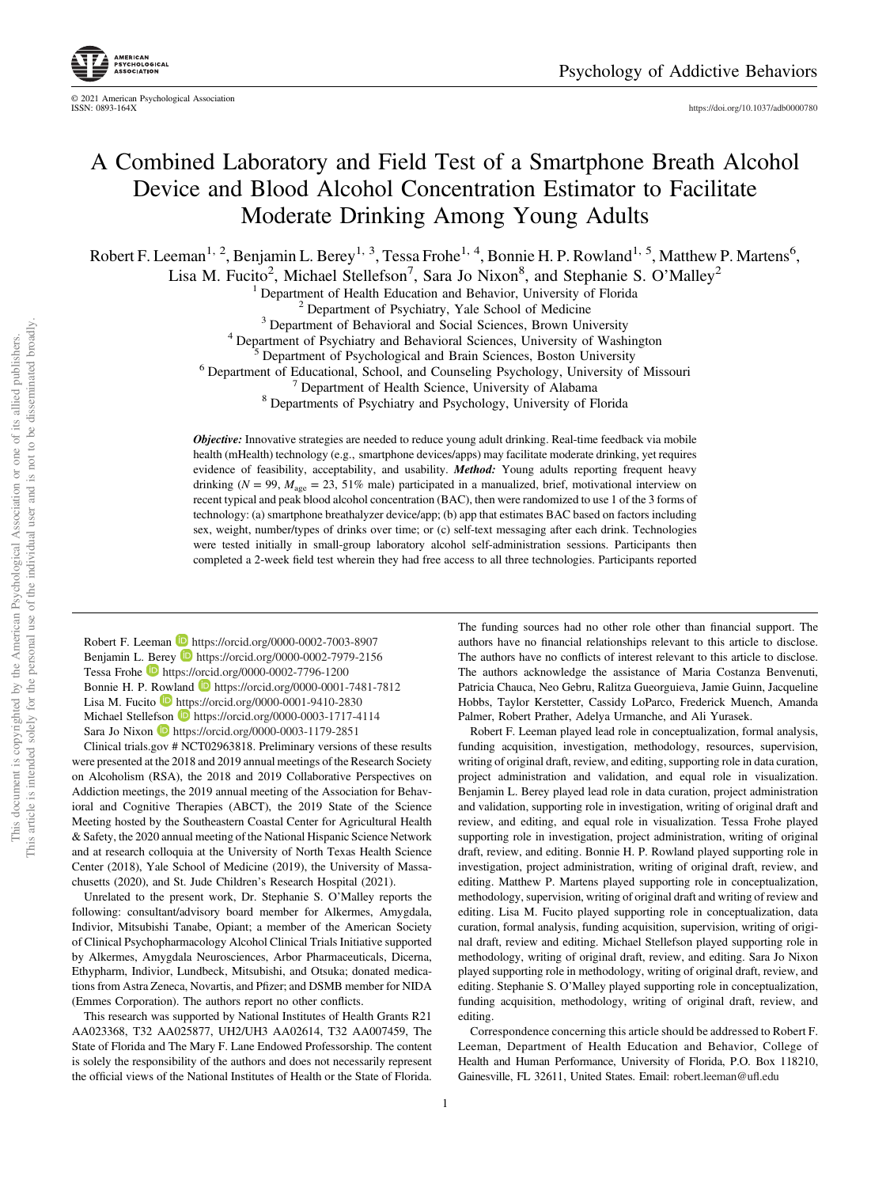# A Combined Laboratory and Field Test of a Smartphone Breath Alcohol Device and Blood Alcohol Concentration Estimator to Facilitate Moderate Drinking Among Young Adults

Robert F. Leeman[1, 2], Benjamin L. Berey[1, 3], Tessa Frohe[1, 4], Bonnie H. P. Rowland[1, 5], Matthew P. Martens[6], Lisa M. Fucito[2], Michael Stellefson[7], Sara Jo Nixon[8], and Stephanie S. O'Malley[2]

[1] Department of Health Education and Behavior, University of Florida
[2] Department of Psychiatry, Yale School of Medicine
[3] Department of Behavioral and Social Sciences, Brown University
[4] Department of Psychiatry and Behavioral Sciences, University of Washington
[5] Department of Psychological and Brain Sciences, Boston University
[6] Department of Educational, School, and Counseling Psychology, University of Missouri
[7] Department of Health Science, University of Alabama
[8] Departments of Psychiatry and Psychology, University of Florida

***Objective:*** Innovative strategies are needed to reduce young adult drinking. Real-time feedback via mobile health (mHealth) technology (e.g., smartphone devices/apps) may facilitate moderate drinking, yet requires evidence of feasibility, acceptability, and usability. ***Method:*** Young adults reporting frequent heavy drinking ($N = 99$, $M_{age} = 23$, 51% male) participated in a manualized, brief, motivational interview on recent typical and peak blood alcohol concentration (BAC), then were randomized to use 1 of the 3 forms of technology: (a) smartphone breathalyzer device/app; (b) app that estimates BAC based on factors including sex, weight, number/types of drinks over time; or (c) self-text messaging after each drink. Technologies were tested initially in small-group laboratory alcohol self-administration sessions. Participants then completed a 2-week field test wherein they had free access to all three technologies. Participants reported

Robert F. Leeman https://orcid.org/0000-0002-7003-8907
Benjamin L. Berey https://orcid.org/0000-0002-7979-2156
Tessa Frohe https://orcid.org/0000-0002-7796-1200
Bonnie H. P. Rowland https://orcid.org/0000-0001-7481-7812
Lisa M. Fucito https://orcid.org/0000-0001-9410-2830
Michael Stellefson https://orcid.org/0000-0003-1717-4114
Sara Jo Nixon https://orcid.org/0000-0003-1179-2851

Clinical trials.gov # NCT02963818. Preliminary versions of these results were presented at the 2018 and 2019 annual meetings of the Research Society on Alcoholism (RSA), the 2018 and 2019 Collaborative Perspectives on Addiction meetings, the 2019 annual meeting of the Association for Behavioral and Cognitive Therapies (ABCT), the 2019 State of the Science Meeting hosted by the Southeastern Coastal Center for Agricultural Health & Safety, the 2020 annual meeting of the National Hispanic Science Network and at research colloquia at the University of North Texas Health Science Center (2018), Yale School of Medicine (2019), the University of Massachusetts (2020), and St. Jude Children's Research Hospital (2021).

Unrelated to the present work, Dr. Stephanie S. O'Malley reports the following: consultant/advisory board member for Alkermes, Amygdala, Indivior, Mitsubishi Tanabe, Opiant; a member of the American Society of Clinical Psychopharmacology Alcohol Clinical Trials Initiative supported by Alkermes, Amygdala Neurosciences, Arbor Pharmaceuticals, Dicerna, Ethypharm, Indivior, Lundbeck, Mitsubishi, and Otsuka; donated medications from Astra Zeneca, Novartis, and Pfizer; and DSMB member for NIDA (Emmes Corporation). The authors report no other conflicts.

This research was supported by National Institutes of Health Grants R21 AA023368, T32 AA025877, UH2/UH3 AA02614, T32 AA007459, The State of Florida and The Mary F. Lane Endowed Professorship. The content is solely the responsibility of the authors and does not necessarily represent the official views of the National Institutes of Health or the State of Florida. The funding sources had no other role other than financial support. The authors have no financial relationships relevant to this article to disclose. The authors have no conflicts of interest relevant to this article to disclose. The authors acknowledge the assistance of Maria Costanza Benvenuti, Patricia Chauca, Neo Gebru, Ralitza Gueorguieva, Jamie Guinn, Jacqueline Hobbs, Taylor Kerstetter, Cassidy LoParco, Frederick Muench, Amanda Palmer, Robert Prather, Adelya Urmanche, and Ali Yurasek.

Robert F. Leeman played lead role in conceptualization, formal analysis, funding acquisition, investigation, methodology, resources, supervision, writing of original draft, review, and editing, supporting role in data curation, project administration and validation, and equal role in visualization. Benjamin L. Berey played lead role in data curation, project administration and validation, supporting role in investigation, writing of original draft and review, and editing, and equal role in visualization. Tessa Frohe played supporting role in investigation, project administration, writing of original draft, review, and editing. Bonnie H. P. Rowland played supporting role in investigation, project administration, writing of original draft, review, and editing. Matthew P. Martens played supporting role in conceptualization, methodology, supervision, writing of original draft and writing of review and editing. Lisa M. Fucito played supporting role in conceptualization, data curation, formal analysis, funding acquisition, supervision, writing of original draft, review and editing. Michael Stellefson played supporting role in methodology, writing of original draft, review, and editing. Sara Jo Nixon played supporting role in methodology, writing of original draft, review, and editing. Stephanie S. O'Malley played supporting role in conceptualization, funding acquisition, methodology, writing of original draft, review, and editing.

Correspondence concerning this article should be addressed to Robert F. Leeman, Department of Health Education and Behavior, College of Health and Human Performance, University of Florida, P.O. Box 118210, Gainesville, FL 32611, United States. Email: robert.leeman@ufl.edu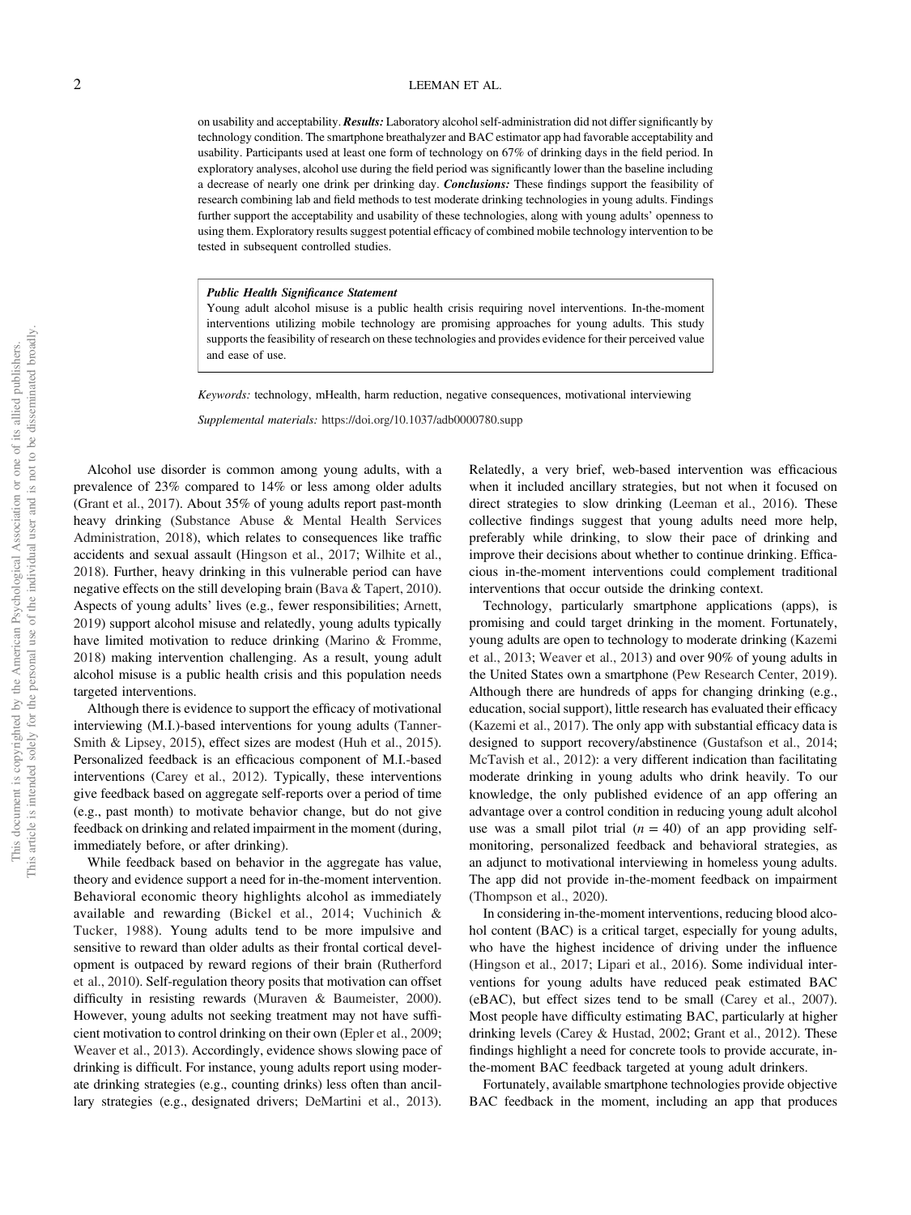on usability and acceptability. ***Results:*** Laboratory alcohol self-administration did not differ significantly by technology condition. The smartphone breathalyzer and BAC estimator app had favorable acceptability and usability. Participants used at least one form of technology on 67% of drinking days in the field period. In exploratory analyses, alcohol use during the field period was significantly lower than the baseline including a decrease of nearly one drink per drinking day. ***Conclusions:*** These findings support the feasibility of research combining lab and field methods to test moderate drinking technologies in young adults. Findings further support the acceptability and usability of these technologies, along with young adults' openness to using them. Exploratory results suggest potential efficacy of combined mobile technology intervention to be tested in subsequent controlled studies.

***Public Health Significance Statement***

Young adult alcohol misuse is a public health crisis requiring novel interventions. In-the-moment interventions utilizing mobile technology are promising approaches for young adults. This study supports the feasibility of research on these technologies and provides evidence for their perceived value and ease of use.

*Keywords:* technology, mHealth, harm reduction, negative consequences, motivational interviewing

*Supplemental materials:* https://doi.org/10.1037/adb0000780.supp

Alcohol use disorder is common among young adults, with a prevalence of 23% compared to 14% or less among older adults (Grant et al., 2017). About 35% of young adults report past-month heavy drinking (Substance Abuse & Mental Health Services Administration, 2018), which relates to consequences like traffic accidents and sexual assault (Hingson et al., 2017; Wilhite et al., 2018). Further, heavy drinking in this vulnerable period can have negative effects on the still developing brain (Bava & Tapert, 2010). Aspects of young adults' lives (e.g., fewer responsibilities; Arnett, 2019) support alcohol misuse and relatedly, young adults typically have limited motivation to reduce drinking (Marino & Fromme, 2018) making intervention challenging. As a result, young adult alcohol misuse is a public health crisis and this population needs targeted interventions.

Although there is evidence to support the efficacy of motivational interviewing (M.I.)-based interventions for young adults (Tanner-Smith & Lipsey, 2015), effect sizes are modest (Huh et al., 2015). Personalized feedback is an efficacious component of M.I.-based interventions (Carey et al., 2012). Typically, these interventions give feedback based on aggregate self-reports over a period of time (e.g., past month) to motivate behavior change, but do not give feedback on drinking and related impairment in the moment (during, immediately before, or after drinking).

While feedback based on behavior in the aggregate has value, theory and evidence support a need for in-the-moment intervention. Behavioral economic theory highlights alcohol as immediately available and rewarding (Bickel et al., 2014; Vuchinich & Tucker, 1988). Young adults tend to be more impulsive and sensitive to reward than older adults as their frontal cortical development is outpaced by reward regions of their brain (Rutherford et al., 2010). Self-regulation theory posits that motivation can offset difficulty in resisting rewards (Muraven & Baumeister, 2000). However, young adults not seeking treatment may not have sufficient motivation to control drinking on their own (Epler et al., 2009; Weaver et al., 2013). Accordingly, evidence shows slowing pace of drinking is difficult. For instance, young adults report using moderate drinking strategies (e.g., counting drinks) less often than ancillary strategies (e.g., designated drivers; DeMartini et al., 2013). Relatedly, a very brief, web-based intervention was efficacious when it included ancillary strategies, but not when it focused on direct strategies to slow drinking (Leeman et al., 2016). These collective findings suggest that young adults need more help, preferably while drinking, to slow their pace of drinking and improve their decisions about whether to continue drinking. Efficacious in-the-moment interventions could complement traditional interventions that occur outside the drinking context.

Technology, particularly smartphone applications (apps), is promising and could target drinking in the moment. Fortunately, young adults are open to technology to moderate drinking (Kazemi et al., 2013; Weaver et al., 2013) and over 90% of young adults in the United States own a smartphone (Pew Research Center, 2019). Although there are hundreds of apps for changing drinking (e.g., education, social support), little research has evaluated their efficacy (Kazemi et al., 2017). The only app with substantial efficacy data is designed to support recovery/abstinence (Gustafson et al., 2014; McTavish et al., 2012): a very different indication than facilitating moderate drinking in young adults who drink heavily. To our knowledge, the only published evidence of an app offering an advantage over a control condition in reducing young adult alcohol use was a small pilot trial ($n = 40$) of an app providing self-monitoring, personalized feedback and behavioral strategies, as an adjunct to motivational interviewing in homeless young adults. The app did not provide in-the-moment feedback on impairment (Thompson et al., 2020).

In considering in-the-moment interventions, reducing blood alcohol content (BAC) is a critical target, especially for young adults, who have the highest incidence of driving under the influence (Hingson et al., 2017; Lipari et al., 2016). Some individual interventions for young adults have reduced peak estimated BAC (eBAC), but effect sizes tend to be small (Carey et al., 2007). Most people have difficulty estimating BAC, particularly at higher drinking levels (Carey & Hustad, 2002; Grant et al., 2012). These findings highlight a need for concrete tools to provide accurate, in-the-moment BAC feedback targeted at young adult drinkers.

Fortunately, available smartphone technologies provide objective BAC feedback in the moment, including an app that produces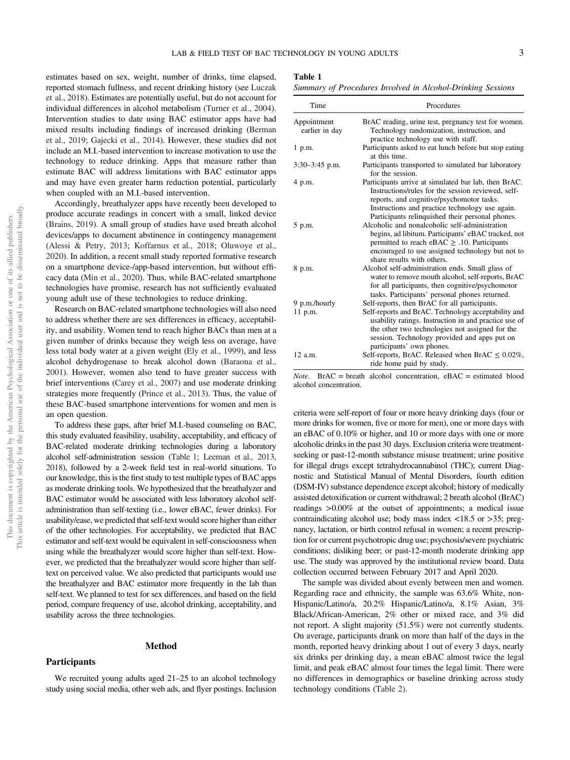estimates based on sex, weight, number of drinks, time elapsed, reported stomach fullness, and recent drinking history (see Luczak et al., 2018). Estimates are potentially useful, but do not account for individual differences in alcohol metabolism (Turner et al., 2004). Intervention studies to date using BAC estimator apps have had mixed results including findings of increased drinking (Berman et al., 2019; Gajecki et al., 2014). However, these studies did not include an M.I.-based intervention to increase motivation to use the technology to reduce drinking. Apps that measure rather than estimate BAC will address limitations with BAC estimator apps and may have even greater harm reduction potential, particularly when coupled with an M.I.-based intervention.

Accordingly, breathalyzer apps have recently been developed to produce accurate readings in concert with a small, linked device (Brains, 2019). A small group of studies have used breath alcohol devices/apps to document abstinence in contingency management (Alessi & Petry, 2013; Koffarnus et al., 2018; Oluwoye et al., 2020). In addition, a recent small study reported formative research on a smartphone device-/app-based intervention, but without efficacy data (Min et al., 2020). Thus, while BAC-related smartphone technologies have promise, research has not sufficiently evaluated young adult use of these technologies to reduce drinking.

Research on BAC-related smartphone technologies will also need to address whether there are sex differences in efficacy, acceptability, and usability. Women tend to reach higher BACs than men at a given number of drinks because they weigh less on average, have less total body water at a given weight (Ely et al., 1999), and less alcohol dehydrogenase to break alcohol down (Baraona et al., 2001). However, women also tend to have greater success with brief interventions (Carey et al., 2007) and use moderate drinking strategies more frequently (Prince et al., 2013). Thus, the value of these BAC-based smartphone interventions for women and men is an open question.

To address these gaps, after brief M.I.-based counseling on BAC, this study evaluated feasibility, usability, acceptability, and efficacy of BAC-related moderate drinking technologies during a laboratory alcohol self-administration session (Table 1; Leeman et al., 2013, 2018), followed by a 2-week field test in real-world situations. To our knowledge, this is the first study to test multiple types of BAC apps as moderate drinking tools. We hypothesized that the breathalyzer and BAC estimator would be associated with less laboratory alcohol self-administration than self-texting (i.e., lower eBAC, fewer drinks). For usability/ease, we predicted that self-text would score higher than either of the other technologies. For acceptability, we predicted that BAC estimator and self-text would be equivalent in self-consciousness when using while the breathalyzer would score higher than self-text. However, we predicted that the breathalyzer would score higher than self-text on perceived value. We also predicted that participants would use the breathalyzer and BAC estimator more frequently in the lab than self-text. We planned to test for sex differences, and based on the field period, compare frequency of use, alcohol drinking, acceptability, and usability across the three technologies.

**Table 1**

*Summary of Procedures Involved in Alcohol-Drinking Sessions*

| Time | Procedures |
|---|---|
| Appointment earlier in day | BrAC reading, urine test, pregnancy test for women. Technology randomization, instruction, and practice technology use with staff. |
| 1 p.m. | Participants asked to eat lunch before but stop eating at this time. |
| 3:30–3:45 p.m. | Participants transported to simulated bar laboratory for the session. |
| 4 p.m. | Participants arrive at simulated bar lab, then BrAC. Instructions/rules for the session reviewed, self-reports, and cognitive/psychomotor tasks. Instructions and practice technology use again. Participants relinquished their personal phones. |
| 5 p.m. | Alcoholic and nonalcoholic self-administration begins, ad libitum. Participants' eBAC tracked, not permitted to reach eBAC ≥ .10. Participants encouraged to use assigned technology but not to share results with others. |
| 8 p.m. | Alcohol self-administration ends. Small glass of water to remove mouth alcohol, self-reports, BrAC for all participants, then cognitive/psychomotor tasks. Participants' personal phones returned. |
| 9 p.m./hourly | Self-reports, then BrAC for all participants. |
| 11 p.m. | Self-reports and BrAC. Technology acceptability and usability ratings. Instruction in and practice use of the other two technologies not assigned for the session. Technology provided and apps put on participants' own phones. |
| 12 a.m. | Self-reports, BrAC. Released when BrAC ≤ 0.02%, ride home paid by study. |

*Note*. BrAC = breath alcohol concentration, eBAC = estimated blood alcohol concentration.

## Method

### Participants

We recruited young adults aged 21–25 to an alcohol technology study using social media, other web ads, and flyer postings. Inclusion criteria were self-report of four or more heavy drinking days (four or more drinks for women, five or more for men), one or more days with an eBAC of 0.10% or higher, and 10 or more days with one or more alcoholic drinks in the past 30 days. Exclusion criteria were treatment-seeking or past-12-month substance misuse treatment; urine positive for illegal drugs except tetrahydrocannabinol (THC); current Diagnostic and Statistical Manual of Mental Disorders, fourth edition (DSM-IV) substance dependence except alcohol; history of medically assisted detoxification or current withdrawal; 2 breath alcohol (BrAC) readings >0.00% at the outset of appointments; a medical issue contraindicating alcohol use; body mass index <18.5 or >35; pregnancy, lactation, or birth control refusal in women; a recent prescription for or current psychotropic drug use; psychosis/severe psychiatric conditions; disliking beer; or past-12-month moderate drinking app use. The study was approved by the institutional review board. Data collection occurred between February 2017 and April 2020.

The sample was divided about evenly between men and women. Regarding race and ethnicity, the sample was 63.6% White, non-Hispanic/Latino/a, 20.2% Hispanic/Latino/a, 8.1% Asian, 3% Black/African-American, 2% other or mixed race, and 3% did not report. A slight majority (51.5%) were not currently students. On average, participants drank on more than half of the days in the month, reported heavy drinking about 1 out of every 3 days, nearly six drinks per drinking day, a mean eBAC almost twice the legal limit, and peak eBAC almost four times the legal limit. There were no differences in demographics or baseline drinking across study technology conditions (Table 2).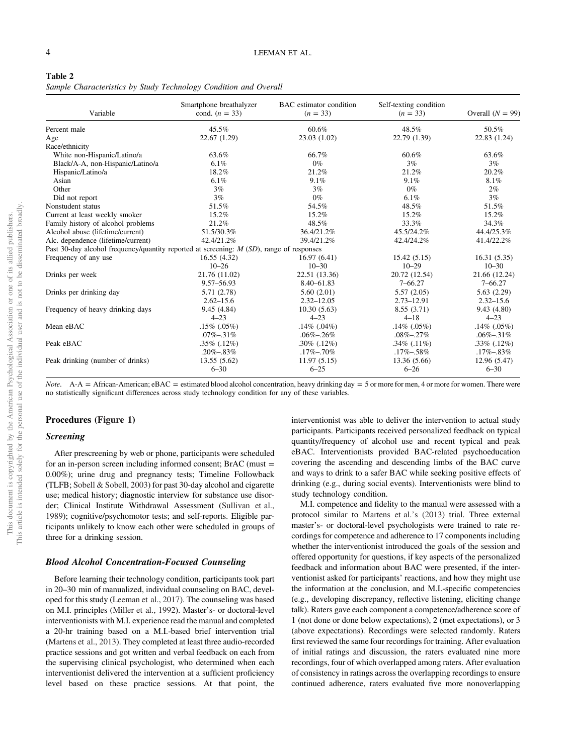**Table 2**

*Sample Characteristics by Study Technology Condition and Overall*

| Variable | Smartphone breathalyzer cond. ($n$ = 33) | BAC estimator condition ($n$ = 33) | Self-texting condition ($n$ = 33) | Overall ($N$ = 99) |
|---|---|---|---|---|
| Percent male | 45.5% | 60.6% | 48.5% | 50.5% |
| Age | 22.67 (1.29) | 23.03 (1.02) | 22.79 (1.39) | 22.83 (1.24) |
| Race/ethnicity | | | | |
| White non-Hispanic/Latino/a | 63.6% | 66.7% | 60.6% | 63.6% |
| Black/A-A, non-Hispanic/Latino/a | 6.1% | 0% | 3% | 3% |
| Hispanic/Latino/a | 18.2% | 21.2% | 21.2% | 20.2% |
| Asian | 6.1% | 9.1% | 9.1% | 8.1% |
| Other | 3% | 3% | 0% | 2% |
| Did not report | 3% | 0% | 6.1% | 3% |
| Nonstudent status | 51.5% | 54.5% | 48.5% | 51.5% |
| Current at least weekly smoker | 15.2% | 15.2% | 15.2% | 15.2% |
| Family history of alcohol problems | 21.2% | 48.5% | 33.3% | 34.3% |
| Alcohol abuse (lifetime/current) | 51.5/30.3% | 36.4/21.2% | 45.5/24.2% | 44.4/25.3% |
| Alc. dependence (lifetime/current) | 42.4/21.2% | 39.4/21.2% | 42.4/24.2% | 41.4/22.2% |
| Past 30-day alcohol frequency/quantity reported at screening: $M$ ($SD$), range of responses | | | | |
| Frequency of any use | 16.55 (4.32)<br>10–26 | 16.97 (6.41)<br>10–30 | 15.42 (5.15)<br>10–29 | 16.31 (5.35)<br>10–30 |
| Drinks per week | 21.76 (11.02)<br>9.57–56.93 | 22.51 (13.36)<br>8.40–61.83 | 20.72 (12.54)<br>7–66.27 | 21.66 (12.24)<br>7–66.27 |
| Drinks per drinking day | 5.71 (2.78)<br>2.62–15.6 | 5.60 (2.01)<br>2.32–12.05 | 5.57 (2.05)<br>2.73–12.91 | 5.63 (2.29)<br>2.32–15.6 |
| Frequency of heavy drinking days | 9.45 (4.84)<br>4–23 | 10.30 (5.63)<br>4–23 | 8.55 (3.71)<br>4–18 | 9.43 (4.80)<br>4–23 |
| Mean eBAC | .15% (.05%)<br>.07%–.31% | .14% (.04%)<br>.06%–.26% | .14% (.05%)<br>.08%–.27% | .14% (.05%)<br>.06%–.31% |
| Peak eBAC | .35% (.12%)<br>.20%–.83% | .30% (.12%)<br>.17%–.70% | .34% (.11%)<br>.17%–.58% | .33% (.12%)<br>.17%–.83% |
| Peak drinking (number of drinks) | 13.55 (5.62)<br>6–30 | 11.97 (5.15)<br>6–25 | 13.36 (5.66)<br>6–26 | 12.96 (5.47)<br>6–30 |

*Note*. A-A = African-American; eBAC = estimated blood alcohol concentration, heavy drinking day = 5 or more for men, 4 or more for women. There were no statistically significant differences across study technology condition for any of these variables.

## Procedures (Figure 1)

### *Screening*

After prescreening by web or phone, participants were scheduled for an in-person screen including informed consent; BrAC (must = 0.00%); urine drug and pregnancy tests; Timeline Followback (TLFB; Sobell & Sobell, 2003) for past 30-day alcohol and cigarette use; medical history; diagnostic interview for substance use disorder; Clinical Institute Withdrawal Assessment (Sullivan et al., 1989); cognitive/psychomotor tests; and self-reports. Eligible participants unlikely to know each other were scheduled in groups of three for a drinking session.

### *Blood Alcohol Concentration-Focused Counseling*

Before learning their technology condition, participants took part in 20–30 min of manualized, individual counseling on BAC, developed for this study (Leeman et al., 2017). The counseling was based on M.I. principles (Miller et al., 1992). Master's- or doctoral-level interventionists with M.I. experience read the manual and completed a 20-hr training based on a M.I.-based brief intervention trial (Martens et al., 2013). They completed at least three audio-recorded practice sessions and got written and verbal feedback on each from the supervising clinical psychologist, who determined when each interventionist delivered the intervention at a sufficient proficiency level based on these practice sessions. At that point, the interventionist was able to deliver the intervention to actual study participants. Participants received personalized feedback on typical quantity/frequency of alcohol use and recent typical and peak eBAC. Interventionists provided BAC-related psychoeducation covering the ascending and descending limbs of the BAC curve and ways to drink to a safer BAC while seeking positive effects of drinking (e.g., during social events). Interventionists were blind to study technology condition.

M.I. competence and fidelity to the manual were assessed with a protocol similar to Martens et al.'s (2013) trial. Three external master's- or doctoral-level psychologists were trained to rate recordings for competence and adherence to 17 components including whether the interventionist introduced the goals of the session and offered opportunity for questions, if key aspects of the personalized feedback and information about BAC were presented, if the interventionist asked for participants' reactions, and how they might use the information at the conclusion, and M.I.-specific competencies (e.g., developing discrepancy, reflective listening, eliciting change talk). Raters gave each component a competence/adherence score of 1 (not done or done below expectations), 2 (met expectations), or 3 (above expectations). Recordings were selected randomly. Raters first reviewed the same four recordings for training. After evaluation of initial ratings and discussion, the raters evaluated nine more recordings, four of which overlapped among raters. After evaluation of consistency in ratings across the overlapping recordings to ensure continued adherence, raters evaluated five more nonoverlapping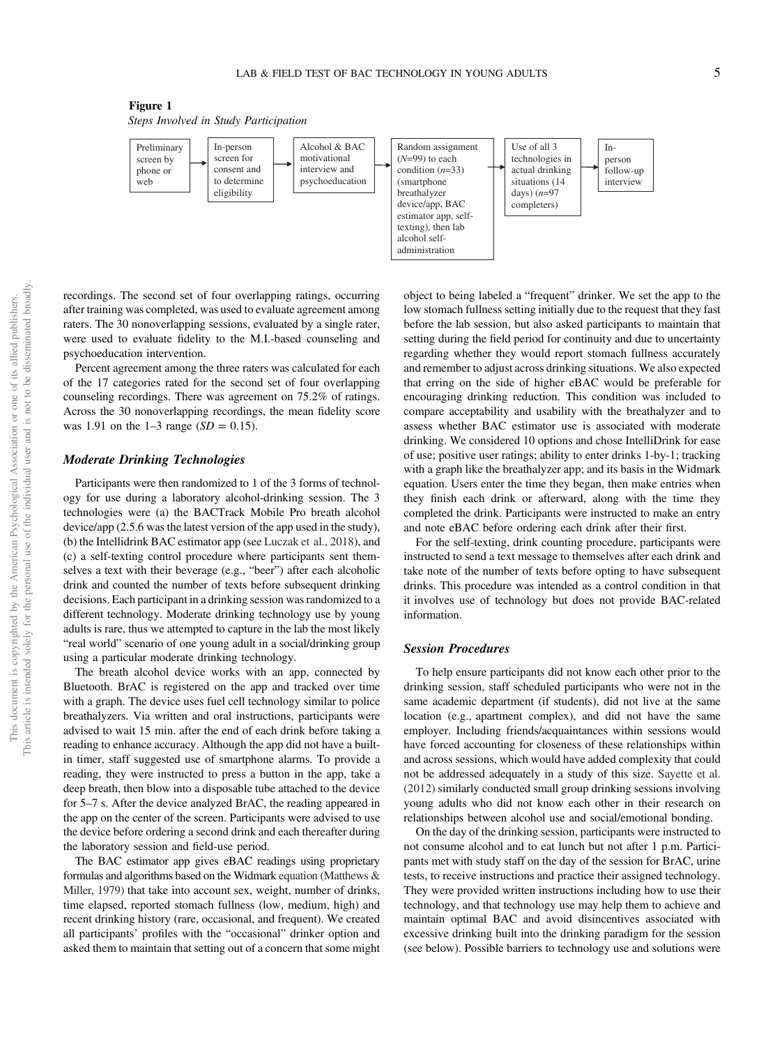**Figure 1**

*Steps Involved in Study Participation*

Preliminary screen by phone or web → In-person screen for consent and to determine eligibility → Alcohol & BAC motivational interview and psychoeducation → Random assignment ($N$=99) to each condition ($n$=33) (smartphone breathalyzer device/app, BAC estimator app, self-texting), then lab alcohol self-administration → Use of all 3 technologies in actual drinking situations (14 days) ($n$=97 completers) → In-person follow-up interview

recordings. The second set of four overlapping ratings, occurring after training was completed, was used to evaluate agreement among raters. The 30 nonoverlapping sessions, evaluated by a single rater, were used to evaluate fidelity to the M.I.-based counseling and psychoeducation intervention.

Percent agreement among the three raters was calculated for each of the 17 categories rated for the second set of four overlapping counseling recordings. There was agreement on 75.2% of ratings. Across the 30 nonoverlapping recordings, the mean fidelity score was 1.91 on the 1–3 range ($SD$ = 0.15).

### Moderate Drinking Technologies

Participants were then randomized to 1 of the 3 forms of technology for use during a laboratory alcohol-drinking session. The 3 technologies were (a) the BACTrack Mobile Pro breath alcohol device/app (2.5.6 was the latest version of the app used in the study), (b) the Intellidrink BAC estimator app (see Luczak et al., 2018), and (c) a self-texting control procedure where participants sent themselves a text with their beverage (e.g., "beer") after each alcoholic drink and counted the number of texts before subsequent drinking decisions. Each participant in a drinking session was randomized to a different technology. Moderate drinking technology use by young adults is rare, thus we attempted to capture in the lab the most likely "real world" scenario of one young adult in a social/drinking group using a particular moderate drinking technology.

The breath alcohol device works with an app, connected by Bluetooth. BrAC is registered on the app and tracked over time with a graph. The device uses fuel cell technology similar to police breathalyzers. Via written and oral instructions, participants were advised to wait 15 min. after the end of each drink before taking a reading to enhance accuracy. Although the app did not have a built-in timer, staff suggested use of smartphone alarms. To provide a reading, they were instructed to press a button in the app, take a deep breath, then blow into a disposable tube attached to the device for 5–7 s. After the device analyzed BrAC, the reading appeared in the app on the center of the screen. Participants were advised to use the device before ordering a second drink and each thereafter during the laboratory session and field-use period.

The BAC estimator app gives eBAC readings using proprietary formulas and algorithms based on the Widmark equation (Matthews & Miller, 1979) that take into account sex, weight, number of drinks, time elapsed, reported stomach fullness (low, medium, high) and recent drinking history (rare, occasional, and frequent). We created all participants' profiles with the "occasional" drinker option and asked them to maintain that setting out of a concern that some might object to being labeled a "frequent" drinker. We set the app to the low stomach fullness setting initially due to the request that they fast before the lab session, but also asked participants to maintain that setting during the field period for continuity and due to uncertainty regarding whether they would report stomach fullness accurately and remember to adjust across drinking situations. We also expected that erring on the side of higher eBAC would be preferable for encouraging drinking reduction. This condition was included to compare acceptability and usability with the breathalyzer and to assess whether BAC estimator use is associated with moderate drinking. We considered 10 options and chose IntelliDrink for ease of use; positive user ratings; ability to enter drinks 1-by-1; tracking with a graph like the breathalyzer app; and its basis in the Widmark equation. Users enter the time they began, then make entries when they finish each drink or afterward, along with the time they completed the drink. Participants were instructed to make an entry and note eBAC before ordering each drink after their first.

For the self-texting, drink counting procedure, participants were instructed to send a text message to themselves after each drink and take note of the number of texts before opting to have subsequent drinks. This procedure was intended as a control condition in that it involves use of technology but does not provide BAC-related information.

### Session Procedures

To help ensure participants did not know each other prior to the drinking session, staff scheduled participants who were not in the same academic department (if students), did not live at the same location (e.g., apartment complex), and did not have the same employer. Including friends/acquaintances within sessions would have forced accounting for closeness of these relationships within and across sessions, which would have added complexity that could not be addressed adequately in a study of this size. Sayette et al. (2012) similarly conducted small group drinking sessions involving young adults who did not know each other in their research on relationships between alcohol use and social/emotional bonding.

On the day of the drinking session, participants were instructed to not consume alcohol and to eat lunch but not after 1 p.m. Participants met with study staff on the day of the session for BrAC, urine tests, to receive instructions and practice their assigned technology. They were provided written instructions including how to use their technology, and that technology use may help them to achieve and maintain optimal BAC and avoid disincentives associated with excessive drinking built into the drinking paradigm for the session (see below). Possible barriers to technology use and solutions were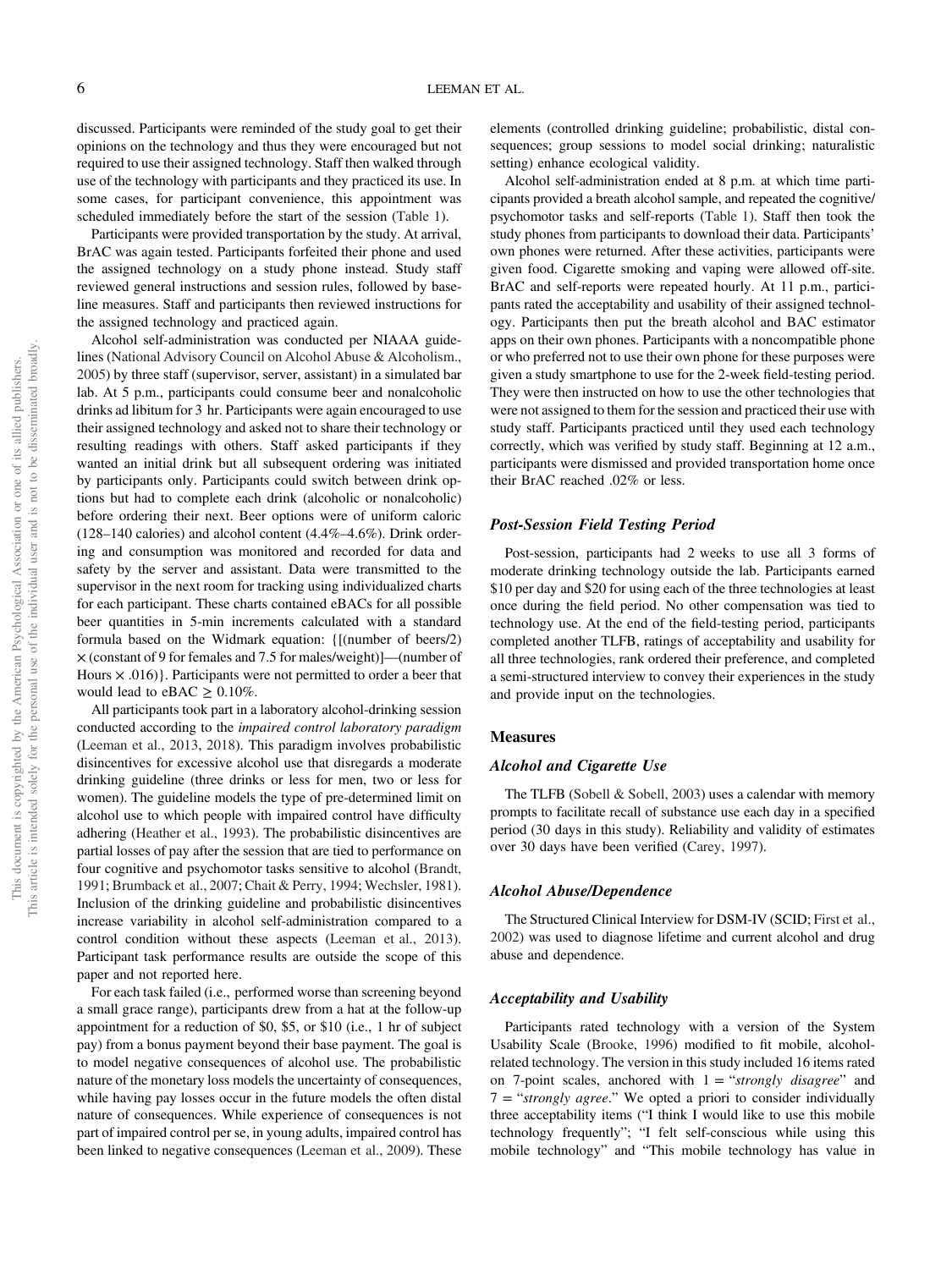discussed. Participants were reminded of the study goal to get their opinions on the technology and thus they were encouraged but not required to use their assigned technology. Staff then walked through use of the technology with participants and they practiced its use. In some cases, for participant convenience, this appointment was scheduled immediately before the start of the session (Table 1).

Participants were provided transportation by the study. At arrival, BrAC was again tested. Participants forfeited their phone and used the assigned technology on a study phone instead. Study staff reviewed general instructions and session rules, followed by baseline measures. Staff and participants then reviewed instructions for the assigned technology and practiced again.

Alcohol self-administration was conducted per NIAAA guidelines (National Advisory Council on Alcohol Abuse & Alcoholism., 2005) by three staff (supervisor, server, assistant) in a simulated bar lab. At 5 p.m., participants could consume beer and nonalcoholic drinks ad libitum for 3 hr. Participants were again encouraged to use their assigned technology and asked not to share their technology or resulting readings with others. Staff asked participants if they wanted an initial drink but all subsequent ordering was initiated by participants only. Participants could switch between drink options but had to complete each drink (alcoholic or nonalcoholic) before ordering their next. Beer options were of uniform caloric (128–140 calories) and alcohol content (4.4%–4.6%). Drink ordering and consumption was monitored and recorded for data and safety by the server and assistant. Data were transmitted to the supervisor in the next room for tracking using individualized charts for each participant. These charts contained eBACs for all possible beer quantities in 5-min increments calculated with a standard formula based on the Widmark equation: {[(number of beers/2) $\times$ (constant of 9 for females and 7.5 for males/weight)]—(number of Hours $\times$ .016)}. Participants were not permitted to order a beer that would lead to eBAC $\geq$ 0.10%.

All participants took part in a laboratory alcohol-drinking session conducted according to the *impaired control laboratory paradigm* (Leeman et al., 2013, 2018). This paradigm involves probabilistic disincentives for excessive alcohol use that disregards a moderate drinking guideline (three drinks or less for men, two or less for women). The guideline models the type of pre-determined limit on alcohol use to which people with impaired control have difficulty adhering (Heather et al., 1993). The probabilistic disincentives are partial losses of pay after the session that are tied to performance on four cognitive and psychomotor tasks sensitive to alcohol (Brandt, 1991; Brumback et al., 2007; Chait & Perry, 1994; Wechsler, 1981). Inclusion of the drinking guideline and probabilistic disincentives increase variability in alcohol self-administration compared to a control condition without these aspects (Leeman et al., 2013). Participant task performance results are outside the scope of this paper and not reported here.

For each task failed (i.e., performed worse than screening beyond a small grace range), participants drew from a hat at the follow-up appointment for a reduction of \$0, \$5, or \$10 (i.e., 1 hr of subject pay) from a bonus payment beyond their base payment. The goal is to model negative consequences of alcohol use. The probabilistic nature of the monetary loss models the uncertainty of consequences, while having pay losses occur in the future models the often distal nature of consequences. While experience of consequences is not part of impaired control per se, in young adults, impaired control has been linked to negative consequences (Leeman et al., 2009). These elements (controlled drinking guideline; probabilistic, distal consequences; group sessions to model social drinking; naturalistic setting) enhance ecological validity.

Alcohol self-administration ended at 8 p.m. at which time participants provided a breath alcohol sample, and repeated the cognitive/psychomotor tasks and self-reports (Table 1). Staff then took the study phones from participants to download their data. Participants' own phones were returned. After these activities, participants were given food. Cigarette smoking and vaping were allowed off-site. BrAC and self-reports were repeated hourly. At 11 p.m., participants rated the acceptability and usability of their assigned technology. Participants then put the breath alcohol and BAC estimator apps on their own phones. Participants with a noncompatible phone or who preferred not to use their own phone for these purposes were given a study smartphone to use for the 2-week field-testing period. They were then instructed on how to use the other technologies that were not assigned to them for the session and practiced their use with study staff. Participants practiced until they used each technology correctly, which was verified by study staff. Beginning at 12 a.m., participants were dismissed and provided transportation home once their BrAC reached .02% or less.

### Post-Session Field Testing Period

Post-session, participants had 2 weeks to use all 3 forms of moderate drinking technology outside the lab. Participants earned \$10 per day and \$20 for using each of the three technologies at least once during the field period. No other compensation was tied to technology use. At the end of the field-testing period, participants completed another TLFB, ratings of acceptability and usability for all three technologies, rank ordered their preference, and completed a semi-structured interview to convey their experiences in the study and provide input on the technologies.

## Measures

### Alcohol and Cigarette Use

The TLFB (Sobell & Sobell, 2003) uses a calendar with memory prompts to facilitate recall of substance use each day in a specified period (30 days in this study). Reliability and validity of estimates over 30 days have been verified (Carey, 1997).

### Alcohol Abuse/Dependence

The Structured Clinical Interview for DSM-IV (SCID; First et al., 2002) was used to diagnose lifetime and current alcohol and drug abuse and dependence.

### Acceptability and Usability

Participants rated technology with a version of the System Usability Scale (Brooke, 1996) modified to fit mobile, alcohol-related technology. The version in this study included 16 items rated on 7-point scales, anchored with 1 = "*strongly disagree*" and 7 = "*strongly agree*." We opted a priori to consider individually three acceptability items ("I think I would like to use this mobile technology frequently"; "I felt self-conscious while using this mobile technology" and "This mobile technology has value in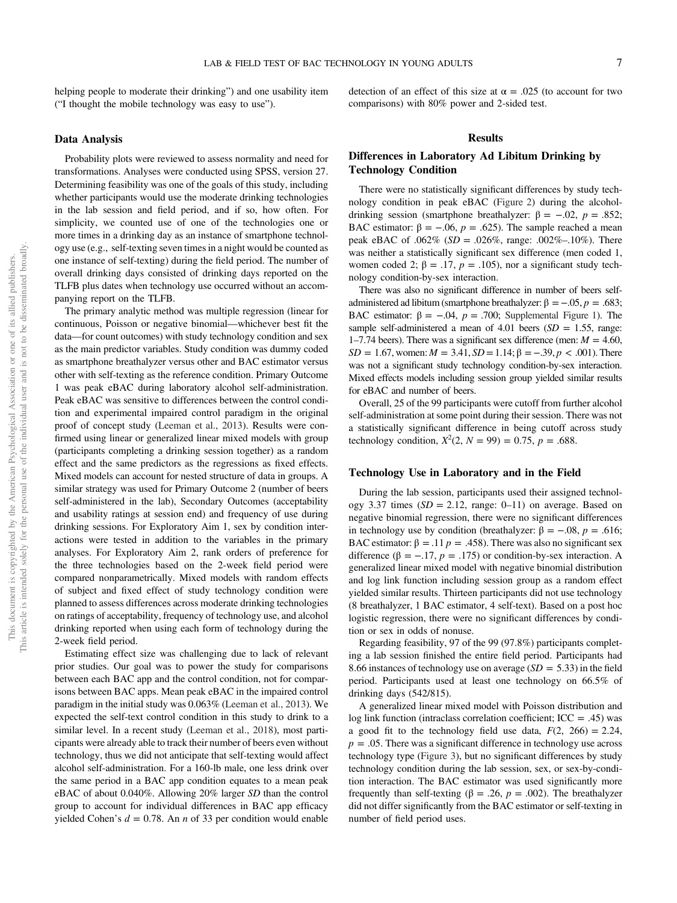helping people to moderate their drinking") and one usability item ("I thought the mobile technology was easy to use").

## Data Analysis

Probability plots were reviewed to assess normality and need for transformations. Analyses were conducted using SPSS, version 27. Determining feasibility was one of the goals of this study, including whether participants would use the moderate drinking technologies in the lab session and field period, and if so, how often. For simplicity, we counted use of one of the technologies one or more times in a drinking day as an instance of smartphone technology use (e.g., self-texting seven times in a night would be counted as one instance of self-texting) during the field period. The number of overall drinking days consisted of drinking days reported on the TLFB plus dates when technology use occurred without an accompanying report on the TLFB.

The primary analytic method was multiple regression (linear for continuous, Poisson or negative binomial—whichever best fit the data—for count outcomes) with study technology condition and sex as the main predictor variables. Study condition was dummy coded as smartphone breathalyzer versus other and BAC estimator versus other with self-texting as the reference condition. Primary Outcome 1 was peak eBAC during laboratory alcohol self-administration. Peak eBAC was sensitive to differences between the control condition and experimental impaired control paradigm in the original proof of concept study (Leeman et al., 2013). Results were confirmed using linear or generalized linear mixed models with group (participants completing a drinking session together) as a random effect and the same predictors as the regressions as fixed effects. Mixed models can account for nested structure of data in groups. A similar strategy was used for Primary Outcome 2 (number of beers self-administered in the lab), Secondary Outcomes (acceptability and usability ratings at session end) and frequency of use during drinking sessions. For Exploratory Aim 1, sex by condition interactions were tested in addition to the variables in the primary analyses. For Exploratory Aim 2, rank orders of preference for the three technologies based on the 2-week field period were compared nonparametrically. Mixed models with random effects of subject and fixed effect of study technology condition were planned to assess differences across moderate drinking technologies on ratings of acceptability, frequency of technology use, and alcohol drinking reported when using each form of technology during the 2-week field period.

Estimating effect size was challenging due to lack of relevant prior studies. Our goal was to power the study for comparisons between each BAC app and the control condition, not for comparisons between BAC apps. Mean peak eBAC in the impaired control paradigm in the initial study was 0.063% (Leeman et al., 2013). We expected the self-text control condition in this study to drink to a similar level. In a recent study (Leeman et al., 2018), most participants were already able to track their number of beers even without technology, thus we did not anticipate that self-texting would affect alcohol self-administration. For a 160-lb male, one less drink over the same period in a BAC app condition equates to a mean peak eBAC of about 0.040%. Allowing 20% larger *SD* than the control group to account for individual differences in BAC app efficacy yielded Cohen's $d = 0.78$. An $n$ of 33 per condition would enable detection of an effect of this size at $\alpha = .025$ (to account for two comparisons) with 80% power and 2-sided test.

# Results

## Differences in Laboratory Ad Libitum Drinking by Technology Condition

There were no statistically significant differences by study technology condition in peak eBAC (Figure 2) during the alcohol-drinking session (smartphone breathalyzer: $\beta = -.02$, $p = .852$; BAC estimator: $\beta = -.06$, $p = .625$). The sample reached a mean peak eBAC of .062% ($SD = .026\%$, range: .002%–.10%). There was neither a statistically significant sex difference (men coded 1, women coded 2; $\beta = .17$, $p = .105$), nor a significant study technology condition-by-sex interaction.

There was also no significant difference in number of beers self-administered ad libitum (smartphone breathalyzer: $\beta = -.05$, $p = .683$; BAC estimator: $\beta = -.04$, $p = .700$; Supplemental Figure 1). The sample self-administered a mean of 4.01 beers ($SD = 1.55$, range: 1–7.74 beers). There was a significant sex difference (men: $M = 4.60$, $SD = 1.67$, women: $M = 3.41$, $SD = 1.14$; $\beta = -.39$, $p < .001$). There was not a significant study technology condition-by-sex interaction. Mixed effects models including session group yielded similar results for eBAC and number of beers.

Overall, 25 of the 99 participants were cutoff from further alcohol self-administration at some point during their session. There was not a statistically significant difference in being cutoff across study technology condition, $X^2(2, N = 99) = 0.75$, $p = .688$.

## Technology Use in Laboratory and in the Field

During the lab session, participants used their assigned technology 3.37 times ($SD = 2.12$, range: 0–11) on average. Based on negative binomial regression, there were no significant differences in technology use by condition (breathalyzer: $\beta = -.08$, $p = .616$; BAC estimator: $\beta = .11$ $p = .458$). There was also no significant sex difference ($\beta = -.17$, $p = .175$) or condition-by-sex interaction. A generalized linear mixed model with negative binomial distribution and log link function including session group as a random effect yielded similar results. Thirteen participants did not use technology (8 breathalyzer, 1 BAC estimator, 4 self-text). Based on a post hoc logistic regression, there were no significant differences by condition or sex in odds of nonuse.

Regarding feasibility, 97 of the 99 (97.8%) participants completing a lab session finished the entire field period. Participants had 8.66 instances of technology use on average ($SD = 5.33$) in the field period. Participants used at least one technology on 66.5% of drinking days (542/815).

A generalized linear mixed model with Poisson distribution and log link function (intraclass correlation coefficient; ICC = .45) was a good fit to the technology field use data, $F(2, 266) = 2.24$, $p = .05$. There was a significant difference in technology use across technology type (Figure 3), but no significant differences by study technology condition during the lab session, sex, or sex-by-condition interaction. The BAC estimator was used significantly more frequently than self-texting ($\beta = .26$, $p = .002$). The breathalyzer did not differ significantly from the BAC estimator or self-texting in number of field period uses.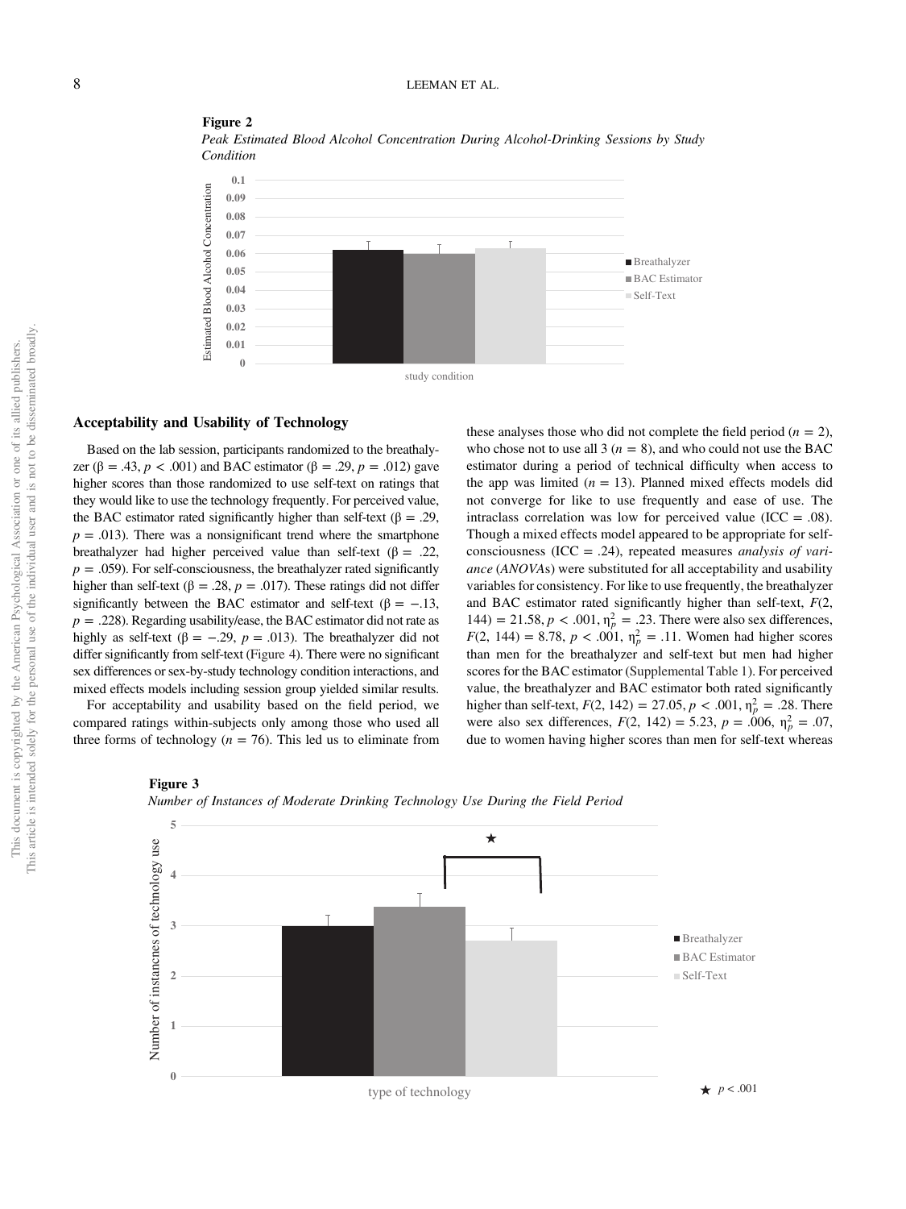**Figure 2**

*Peak Estimated Blood Alcohol Concentration During Alcohol-Drinking Sessions by Study Condition*

## Acceptability and Usability of Technology

Based on the lab session, participants randomized to the breathalyzer ($\beta = .43$, $p < .001$) and BAC estimator ($\beta = .29$, $p = .012$) gave higher scores than those randomized to use self-text on ratings that they would like to use the technology frequently. For perceived value, the BAC estimator rated significantly higher than self-text ($\beta = .29$, $p = .013$). There was a nonsignificant trend where the smartphone breathalyzer had higher perceived value than self-text ($\beta = .22$, $p = .059$). For self-consciousness, the breathalyzer rated significantly higher than self-text ($\beta = .28$, $p = .017$). These ratings did not differ significantly between the BAC estimator and self-text ($\beta = -.13$, $p = .228$). Regarding usability/ease, the BAC estimator did not rate as highly as self-text ($\beta = -.29$, $p = .013$). The breathalyzer did not differ significantly from self-text (Figure 4). There were no significant sex differences or sex-by-study technology condition interactions, and mixed effects models including session group yielded similar results.

For acceptability and usability based on the field period, we compared ratings within-subjects only among those who used all three forms of technology ($n = 76$). This led us to eliminate from these analyses those who did not complete the field period ($n = 2$), who chose not to use all 3 ($n = 8$), and who could not use the BAC estimator during a period of technical difficulty when access to the app was limited ($n = 13$). Planned mixed effects models did not converge for like to use frequently and ease of use. The intraclass correlation was low for perceived value (ICC = .08). Though a mixed effects model appeared to be appropriate for self-consciousness (ICC = .24), repeated measures *analysis of variance* (*ANOVA*s) were substituted for all acceptability and usability variables for consistency. For like to use frequently, the breathalyzer and BAC estimator rated significantly higher than self-text, $F(2, 144) = 21.58$, $p < .001$, $\eta_p^2 = .23$. There were also sex differences, $F(2, 144) = 8.78$, $p < .001$, $\eta_p^2 = .11$. Women had higher scores than men for the breathalyzer and self-text but men had higher scores for the BAC estimator (Supplemental Table 1). For perceived value, the breathalyzer and BAC estimator both rated significantly higher than self-text, $F(2, 142) = 27.05$, $p < .001$, $\eta_p^2 = .28$. There were also sex differences, $F(2, 142) = 5.23$, $p = .006$, $\eta_p^2 = .07$, due to women having higher scores than men for self-text whereas

**Figure 3**

*Number of Instances of Moderate Drinking Technology Use During the Field Period*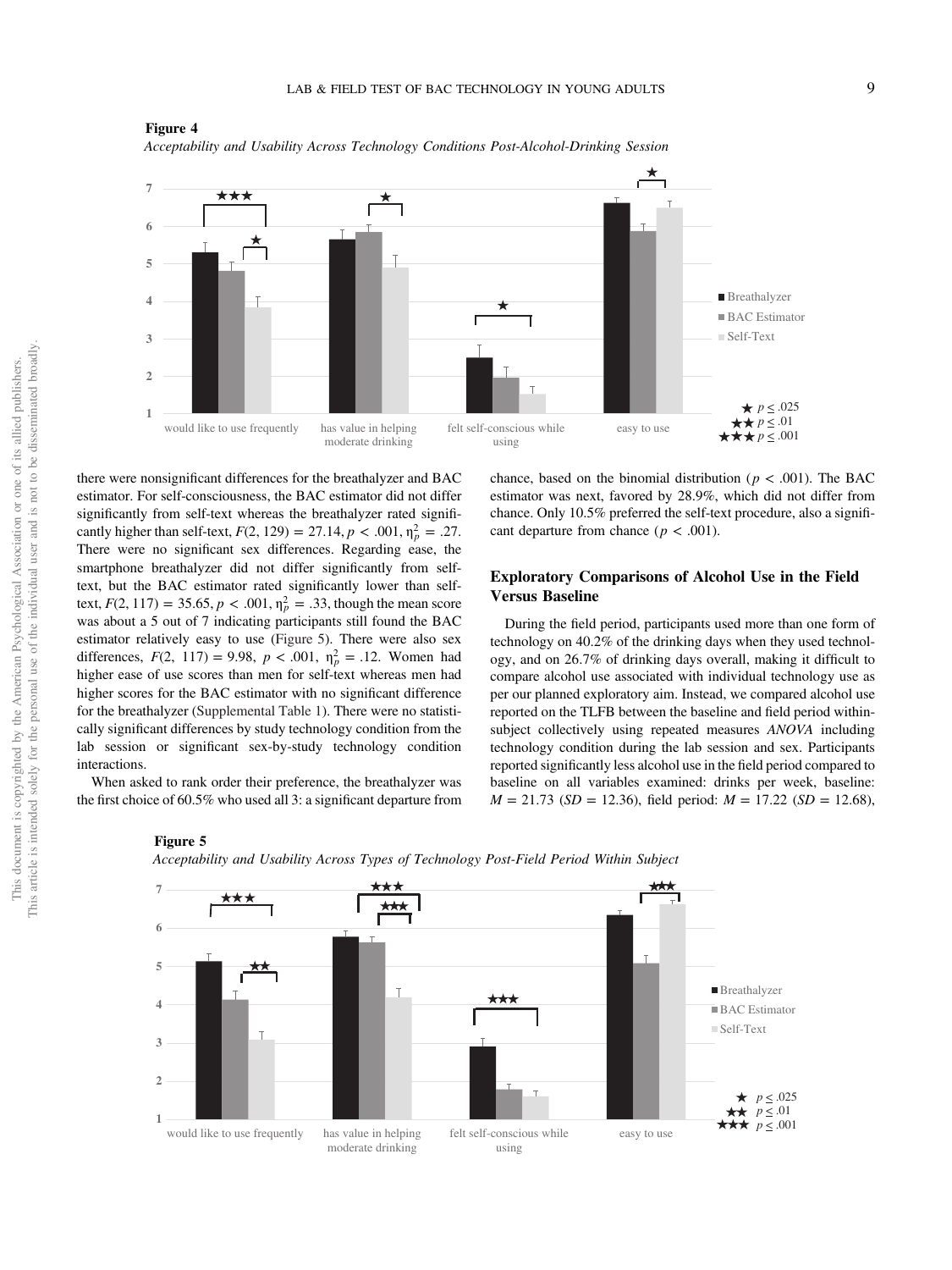**Figure 4**

*Acceptability and Usability Across Technology Conditions Post-Alcohol-Drinking Session*

**Figure 5**

*Acceptability and Usability Across Types of Technology Post-Field Period Within Subject*

there were nonsignificant differences for the breathalyzer and BAC estimator. For self-consciousness, the BAC estimator did not differ significantly from self-text whereas the breathalyzer rated significantly higher than self-text, $F(2, 129) = 27.14, p < .001, \eta_p^2 = .27$. There were no significant sex differences. Regarding ease, the smartphone breathalyzer did not differ significantly from self-text, but the BAC estimator rated significantly lower than self-text, $F(2, 117) = 35.65, p < .001, \eta_p^2 = .33$, though the mean score was about a 5 out of 7 indicating participants still found the BAC estimator relatively easy to use (Figure 5). There were also sex differences, $F(2, 117) = 9.98, p < .001, \eta_p^2 = .12$. Women had higher ease of use scores than men for self-text whereas men had higher scores for the BAC estimator with no significant difference for the breathalyzer (Supplemental Table 1). There were no statistically significant differences by study technology condition from the lab session or significant sex-by-study technology condition interactions.

When asked to rank order their preference, the breathalyzer was the first choice of 60.5% who used all 3: a significant departure from chance, based on the binomial distribution ($p < .001$). The BAC estimator was next, favored by 28.9%, which did not differ from chance. Only 10.5% preferred the self-text procedure, also a significant departure from chance ($p < .001$).

## Exploratory Comparisons of Alcohol Use in the Field Versus Baseline

During the field period, participants used more than one form of technology on 40.2% of the drinking days when they used technology, and on 26.7% of drinking days overall, making it difficult to compare alcohol use associated with individual technology use as per our planned exploratory aim. Instead, we compared alcohol use reported on the TLFB between the baseline and field period within-subject collectively using repeated measures *ANOVA* including technology condition during the lab session and sex. Participants reported significantly less alcohol use in the field period compared to baseline on all variables examined: drinks per week, baseline: $M = 21.73$ ($SD = 12.36$), field period: $M = 17.22$ ($SD = 12.68$),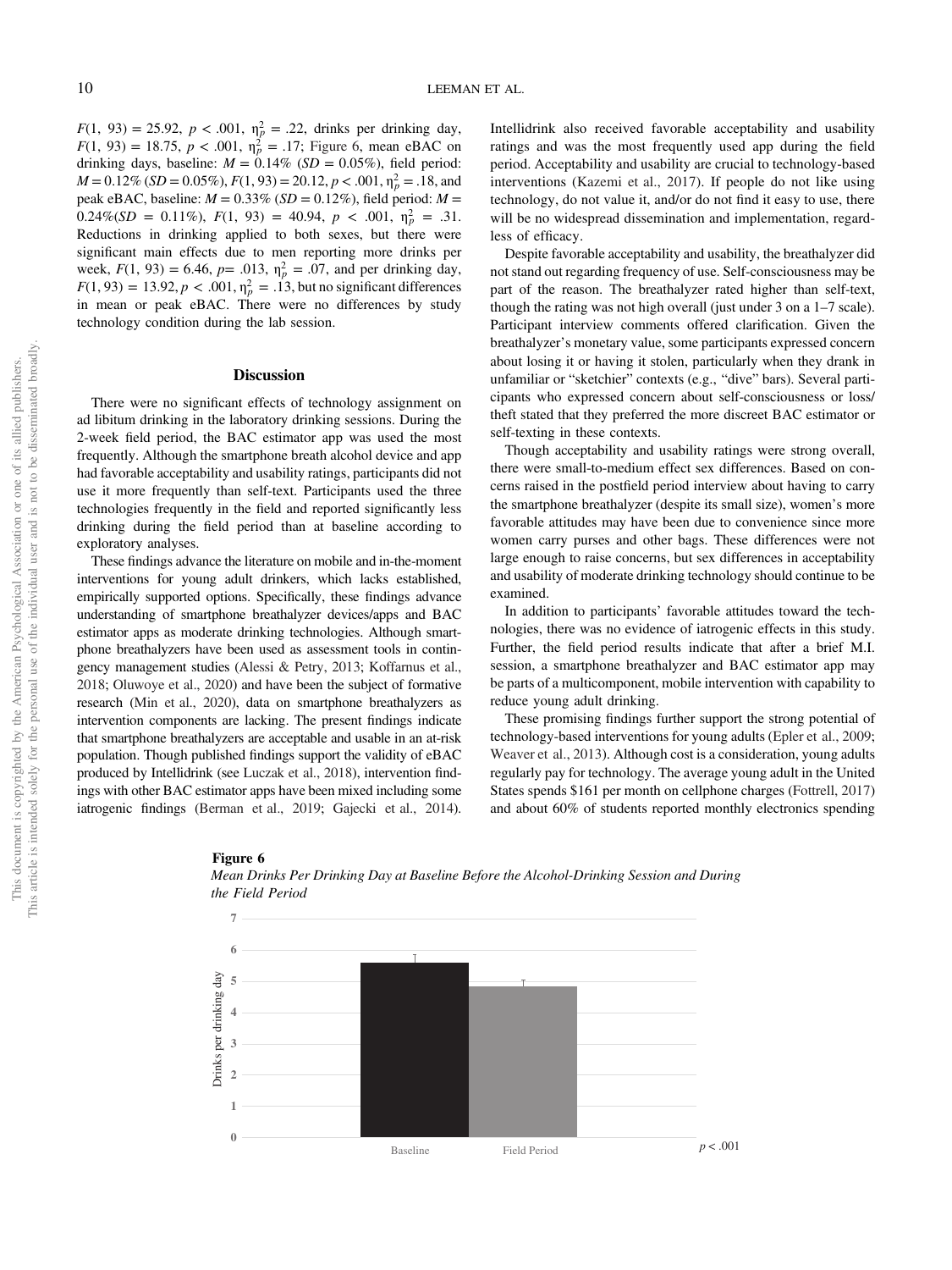$F(1, 93) = 25.92$, $p < .001$, $\eta_p^2 = .22$, drinks per drinking day, $F(1, 93) = 18.75$, $p < .001$, $\eta_p^2 = .17$; Figure 6, mean eBAC on drinking days, baseline: $M = 0.14\%$ ($SD = 0.05\%$), field period: $M = 0.12\%$ ($SD = 0.05\%$), $F(1, 93) = 20.12$, $p < .001$, $\eta_p^2 = .18$, and peak eBAC, baseline: $M = 0.33\%$ ($SD = 0.12\%$), field period: $M = 0.24\%$($SD = 0.11\%$), $F(1, 93) = 40.94$, $p < .001$, $\eta_p^2 = .31$. Reductions in drinking applied to both sexes, but there were significant main effects due to men reporting more drinks per week, $F(1, 93) = 6.46$, $p = .013$, $\eta_p^2 = .07$, and per drinking day, $F(1, 93) = 13.92$, $p < .001$, $\eta_p^2 = .13$, but no significant differences in mean or peak eBAC. There were no differences by study technology condition during the lab session.

## Discussion

There were no significant effects of technology assignment on ad libitum drinking in the laboratory drinking sessions. During the 2-week field period, the BAC estimator app was used the most frequently. Although the smartphone breath alcohol device and app had favorable acceptability and usability ratings, participants did not use it more frequently than self-text. Participants used the three technologies frequently in the field and reported significantly less drinking during the field period than at baseline according to exploratory analyses.

These findings advance the literature on mobile and in-the-moment interventions for young adult drinkers, which lacks established, empirically supported options. Specifically, these findings advance understanding of smartphone breathalyzer devices/apps and BAC estimator apps as moderate drinking technologies. Although smartphone breathalyzers have been used as assessment tools in contingency management studies (Alessi & Petry, 2013; Koffarnus et al., 2018; Oluwoye et al., 2020) and have been the subject of formative research (Min et al., 2020), data on smartphone breathalyzers as intervention components are lacking. The present findings indicate that smartphone breathalyzers are acceptable and usable in an at-risk population. Though published findings support the validity of eBAC produced by Intellidrink (see Luczak et al., 2018), intervention findings with other BAC estimator apps have been mixed including some iatrogenic findings (Berman et al., 2019; Gajecki et al., 2014). Intellidrink also received favorable acceptability and usability ratings and was the most frequently used app during the field period. Acceptability and usability are crucial to technology-based interventions (Kazemi et al., 2017). If people do not like using technology, do not value it, and/or do not find it easy to use, there will be no widespread dissemination and implementation, regardless of efficacy.

Despite favorable acceptability and usability, the breathalyzer did not stand out regarding frequency of use. Self-consciousness may be part of the reason. The breathalyzer rated higher than self-text, though the rating was not high overall (just under 3 on a 1–7 scale). Participant interview comments offered clarification. Given the breathalyzer's monetary value, some participants expressed concern about losing it or having it stolen, particularly when they drank in unfamiliar or "sketchier" contexts (e.g., "dive" bars). Several participants who expressed concern about self-consciousness or loss/theft stated that they preferred the more discreet BAC estimator or self-texting in these contexts.

Though acceptability and usability ratings were strong overall, there were small-to-medium effect sex differences. Based on concerns raised in the postfield period interview about having to carry the smartphone breathalyzer (despite its small size), women's more favorable attitudes may have been due to convenience since more women carry purses and other bags. These differences were not large enough to raise concerns, but sex differences in acceptability and usability of moderate drinking technology should continue to be examined.

In addition to participants' favorable attitudes toward the technologies, there was no evidence of iatrogenic effects in this study. Further, the field period results indicate that after a brief M.I. session, a smartphone breathalyzer and BAC estimator app may be parts of a multicomponent, mobile intervention with capability to reduce young adult drinking.

These promising findings further support the strong potential of technology-based interventions for young adults (Epler et al., 2009; Weaver et al., 2013). Although cost is a consideration, young adults regularly pay for technology. The average young adult in the United States spends $161 per month on cellphone charges (Fottrell, 2017) and about 60% of students reported monthly electronics spending

**Figure 6**

*Mean Drinks Per Drinking Day at Baseline Before the Alcohol-Drinking Session and During the Field Period*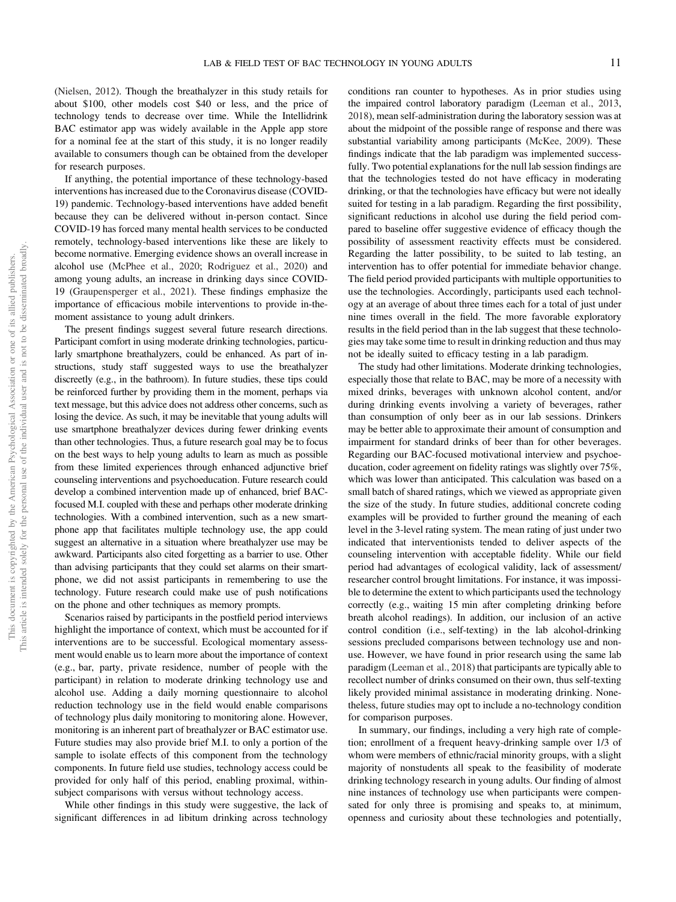(Nielsen, 2012). Though the breathalyzer in this study retails for about $100, other models cost $40 or less, and the price of technology tends to decrease over time. While the Intellidrink BAC estimator app was widely available in the Apple app store for a nominal fee at the start of this study, it is no longer readily available to consumers though can be obtained from the developer for research purposes.

If anything, the potential importance of these technology-based interventions has increased due to the Coronavirus disease (COVID-19) pandemic. Technology-based interventions have added benefit because they can be delivered without in-person contact. Since COVID-19 has forced many mental health services to be conducted remotely, technology-based interventions like these are likely to become normative. Emerging evidence shows an overall increase in alcohol use (McPhee et al., 2020; Rodriguez et al., 2020) and among young adults, an increase in drinking days since COVID-19 (Graupensperger et al., 2021). These findings emphasize the importance of efficacious mobile interventions to provide in-the-moment assistance to young adult drinkers.

The present findings suggest several future research directions. Participant comfort in using moderate drinking technologies, particularly smartphone breathalyzers, could be enhanced. As part of instructions, study staff suggested ways to use the breathalyzer discreetly (e.g., in the bathroom). In future studies, these tips could be reinforced further by providing them in the moment, perhaps via text message, but this advice does not address other concerns, such as losing the device. As such, it may be inevitable that young adults will use smartphone breathalyzer devices during fewer drinking events than other technologies. Thus, a future research goal may be to focus on the best ways to help young adults to learn as much as possible from these limited experiences through enhanced adjunctive brief counseling interventions and psychoeducation. Future research could develop a combined intervention made up of enhanced, brief BAC-focused M.I. coupled with these and perhaps other moderate drinking technologies. With a combined intervention, such as a new smartphone app that facilitates multiple technology use, the app could suggest an alternative in a situation where breathalyzer use may be awkward. Participants also cited forgetting as a barrier to use. Other than advising participants that they could set alarms on their smartphone, we did not assist participants in remembering to use the technology. Future research could make use of push notifications on the phone and other techniques as memory prompts.

Scenarios raised by participants in the postfield period interviews highlight the importance of context, which must be accounted for if interventions are to be successful. Ecological momentary assessment would enable us to learn more about the importance of context (e.g., bar, party, private residence, number of people with the participant) in relation to moderate drinking technology use and alcohol use. Adding a daily morning questionnaire to alcohol reduction technology use in the field would enable comparisons of technology plus daily monitoring to monitoring alone. However, monitoring is an inherent part of breathalyzer or BAC estimator use. Future studies may also provide brief M.I. to only a portion of the sample to isolate effects of this component from the technology components. In future field use studies, technology access could be provided for only half of this period, enabling proximal, within-subject comparisons with versus without technology access.

While other findings in this study were suggestive, the lack of significant differences in ad libitum drinking across technology conditions ran counter to hypotheses. As in prior studies using the impaired control laboratory paradigm (Leeman et al., 2013, 2018), mean self-administration during the laboratory session was at about the midpoint of the possible range of response and there was substantial variability among participants (McKee, 2009). These findings indicate that the lab paradigm was implemented successfully. Two potential explanations for the null lab session findings are that the technologies tested do not have efficacy in moderating drinking, or that the technologies have efficacy but were not ideally suited for testing in a lab paradigm. Regarding the first possibility, significant reductions in alcohol use during the field period compared to baseline offer suggestive evidence of efficacy though the possibility of assessment reactivity effects must be considered. Regarding the latter possibility, to be suited to lab testing, an intervention has to offer potential for immediate behavior change. The field period provided participants with multiple opportunities to use the technologies. Accordingly, participants used each technology at an average of about three times each for a total of just under nine times overall in the field. The more favorable exploratory results in the field period than in the lab suggest that these technologies may take some time to result in drinking reduction and thus may not be ideally suited to efficacy testing in a lab paradigm.

The study had other limitations. Moderate drinking technologies, especially those that relate to BAC, may be more of a necessity with mixed drinks, beverages with unknown alcohol content, and/or during drinking events involving a variety of beverages, rather than consumption of only beer as in our lab sessions. Drinkers may be better able to approximate their amount of consumption and impairment for standard drinks of beer than for other beverages. Regarding our BAC-focused motivational interview and psychoeducation, coder agreement on fidelity ratings was slightly over 75%, which was lower than anticipated. This calculation was based on a small batch of shared ratings, which we viewed as appropriate given the size of the study. In future studies, additional concrete coding examples will be provided to further ground the meaning of each level in the 3-level rating system. The mean rating of just under two indicated that interventionists tended to deliver aspects of the counseling intervention with acceptable fidelity. While our field period had advantages of ecological validity, lack of assessment/researcher control brought limitations. For instance, it was impossible to determine the extent to which participants used the technology correctly (e.g., waiting 15 min after completing drinking before breath alcohol readings). In addition, our inclusion of an active control condition (i.e., self-texting) in the lab alcohol-drinking sessions precluded comparisons between technology use and nonuse. However, we have found in prior research using the same lab paradigm (Leeman et al., 2018) that participants are typically able to recollect number of drinks consumed on their own, thus self-texting likely provided minimal assistance in moderating drinking. Nonetheless, future studies may opt to include a no-technology condition for comparison purposes.

In summary, our findings, including a very high rate of completion; enrollment of a frequent heavy-drinking sample over 1/3 of whom were members of ethnic/racial minority groups, with a slight majority of nonstudents all speak to the feasibility of moderate drinking technology research in young adults. Our finding of almost nine instances of technology use when participants were compensated for only three is promising and speaks to, at minimum, openness and curiosity about these technologies and potentially,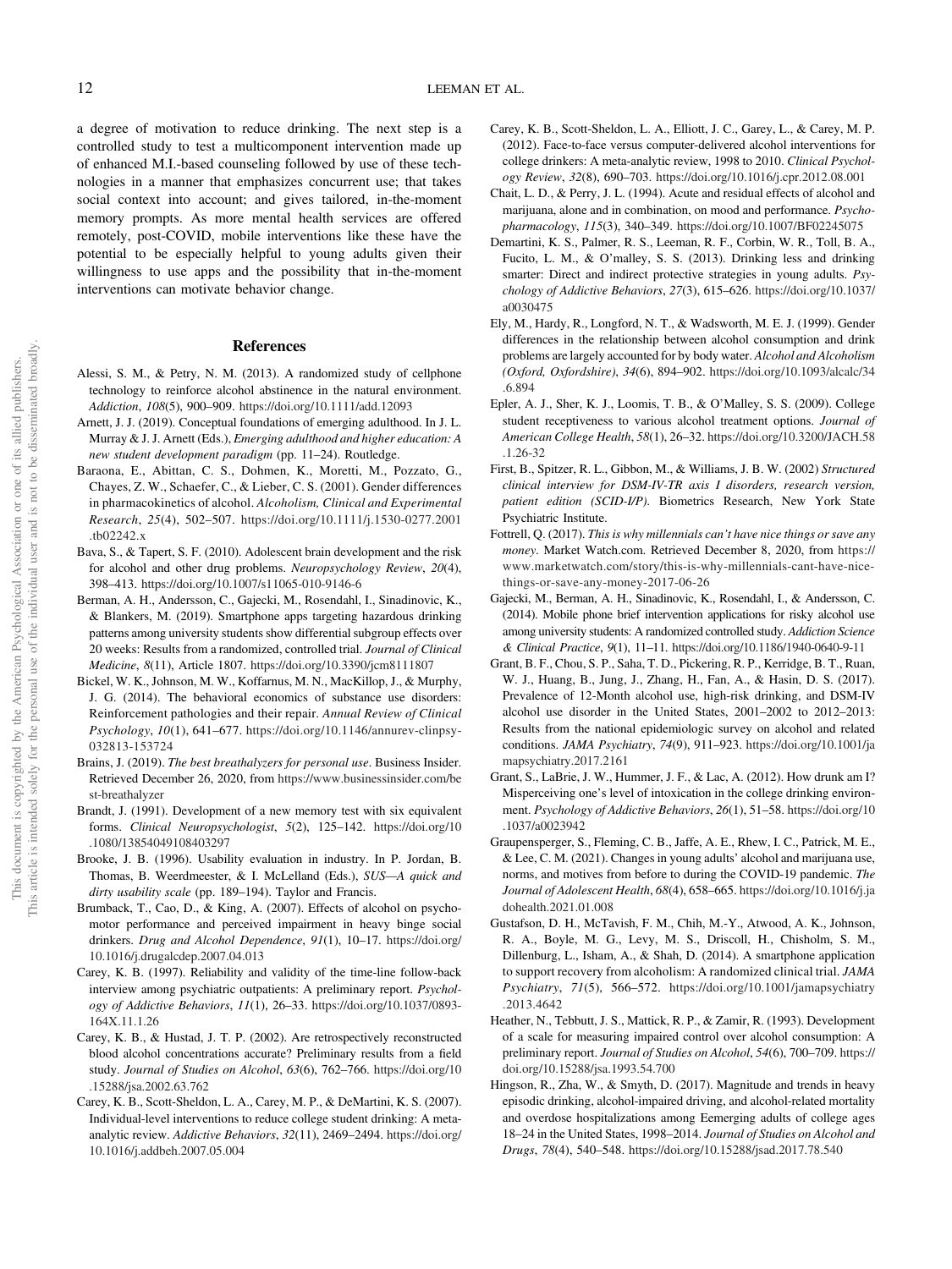a degree of motivation to reduce drinking. The next step is a controlled study to test a multicomponent intervention made up of enhanced M.I.-based counseling followed by use of these technologies in a manner that emphasizes concurrent use; that takes social context into account; and gives tailored, in-the-moment memory prompts. As more mental health services are offered remotely, post-COVID, mobile interventions like these have the potential to be especially helpful to young adults given their willingness to use apps and the possibility that in-the-moment interventions can motivate behavior change.

## References

Alessi, S. M., & Petry, N. M. (2013). A randomized study of cellphone technology to reinforce alcohol abstinence in the natural environment. *Addiction*, *108*(5), 900–909. https://doi.org/10.1111/add.12093

Arnett, J. J. (2019). Conceptual foundations of emerging adulthood. In J. L. Murray & J. J. Arnett (Eds.), *Emerging adulthood and higher education: A new student development paradigm* (pp. 11–24). Routledge.

Baraona, E., Abittan, C. S., Dohmen, K., Moretti, M., Pozzato, G., Chayes, Z. W., Schaefer, C., & Lieber, C. S. (2001). Gender differences in pharmacokinetics of alcohol. *Alcoholism, Clinical and Experimental Research*, *25*(4), 502–507. https://doi.org/10.1111/j.1530-0277.2001.tb02242.x

Bava, S., & Tapert, S. F. (2010). Adolescent brain development and the risk for alcohol and other drug problems. *Neuropsychology Review*, *20*(4), 398–413. https://doi.org/10.1007/s11065-010-9146-6

Berman, A. H., Andersson, C., Gajecki, M., Rosendahl, I., Sinadinovic, K., & Blankers, M. (2019). Smartphone apps targeting hazardous drinking patterns among university students show differential subgroup effects over 20 weeks: Results from a randomized, controlled trial. *Journal of Clinical Medicine*, *8*(11), Article 1807. https://doi.org/10.3390/jcm8111807

Bickel, W. K., Johnson, M. W., Koffarnus, M. N., MacKillop, J., & Murphy, J. G. (2014). The behavioral economics of substance use disorders: Reinforcement pathologies and their repair. *Annual Review of Clinical Psychology*, *10*(1), 641–677. https://doi.org/10.1146/annurev-clinpsy-032813-153724

Brains, J. (2019). *The best breathalyzers for personal use*. Business Insider. Retrieved December 26, 2020, from https://www.businessinsider.com/best-breathalyzer

Brandt, J. (1991). Development of a new memory test with six equivalent forms. *Clinical Neuropsychologist*, *5*(2), 125–142. https://doi.org/10.1080/13854049108403297

Brooke, J. B. (1996). Usability evaluation in industry. In P. Jordan, B. Thomas, B. Weerdmeester, & I. McLelland (Eds.), *SUS—A quick and dirty usability scale* (pp. 189–194). Taylor and Francis.

Brumback, T., Cao, D., & King, A. (2007). Effects of alcohol on psychomotor performance and perceived impairment in heavy binge social drinkers. *Drug and Alcohol Dependence*, *91*(1), 10–17. https://doi.org/10.1016/j.drugalcdep.2007.04.013

Carey, K. B. (1997). Reliability and validity of the time-line follow-back interview among psychiatric outpatients: A preliminary report. *Psychology of Addictive Behaviors*, *11*(1), 26–33. https://doi.org/10.1037/0893-164X.11.1.26

Carey, K. B., & Hustad, J. T. P. (2002). Are retrospectively reconstructed blood alcohol concentrations accurate? Preliminary results from a field study. *Journal of Studies on Alcohol*, *63*(6), 762–766. https://doi.org/10.15288/jsa.2002.63.762

Carey, K. B., Scott-Sheldon, L. A., Carey, M. P., & DeMartini, K. S. (2007). Individual-level interventions to reduce college student drinking: A meta-analytic review. *Addictive Behaviors*, *32*(11), 2469–2494. https://doi.org/10.1016/j.addbeh.2007.05.004

Carey, K. B., Scott-Sheldon, L. A., Elliott, J. C., Garey, L., & Carey, M. P. (2012). Face-to-face versus computer-delivered alcohol interventions for college drinkers: A meta-analytic review, 1998 to 2010. *Clinical Psychology Review*, *32*(8), 690–703. https://doi.org/10.1016/j.cpr.2012.08.001

Chait, L. D., & Perry, J. L. (1994). Acute and residual effects of alcohol and marijuana, alone and in combination, on mood and performance. *Psychopharmacology*, *115*(3), 340–349. https://doi.org/10.1007/BF02245075

Demartini, K. S., Palmer, R. S., Leeman, R. F., Corbin, W. R., Toll, B. A., Fucito, L. M., & O'malley, S. S. (2013). Drinking less and drinking smarter: Direct and indirect protective strategies in young adults. *Psychology of Addictive Behaviors*, *27*(3), 615–626. https://doi.org/10.1037/a0030475

Ely, M., Hardy, R., Longford, N. T., & Wadsworth, M. E. J. (1999). Gender differences in the relationship between alcohol consumption and drink problems are largely accounted for by body water. *Alcohol and Alcoholism (Oxford, Oxfordshire)*, *34*(6), 894–902. https://doi.org/10.1093/alcalc/34.6.894

Epler, A. J., Sher, K. J., Loomis, T. B., & O'Malley, S. S. (2009). College student receptiveness to various alcohol treatment options. *Journal of American College Health*, *58*(1), 26–32. https://doi.org/10.3200/JACH.58.1.26-32

First, B., Spitzer, R. L., Gibbon, M., & Williams, J. B. W. (2002) *Structured clinical interview for DSM-IV-TR axis I disorders, research version, patient edition (SCID-I/P)*. Biometrics Research, New York State Psychiatric Institute.

Fottrell, Q. (2017). *This is why millennials can't have nice things or save any money*. Market Watch.com. Retrieved December 8, 2020, from https://www.marketwatch.com/story/this-is-why-millennials-cant-have-nice-things-or-save-any-money-2017-06-26

Gajecki, M., Berman, A. H., Sinadinovic, K., Rosendahl, I., & Andersson, C. (2014). Mobile phone brief intervention applications for risky alcohol use among university students: A randomized controlled study. *Addiction Science & Clinical Practice*, *9*(1), 11–11. https://doi.org/10.1186/1940-0640-9-11

Grant, B. F., Chou, S. P., Saha, T. D., Pickering, R. P., Kerridge, B. T., Ruan, W. J., Huang, B., Jung, J., Zhang, H., Fan, A., & Hasin, D. S. (2017). Prevalence of 12-Month alcohol use, high-risk drinking, and DSM-IV alcohol use disorder in the United States, 2001–2002 to 2012–2013: Results from the national epidemiologic survey on alcohol and related conditions. *JAMA Psychiatry*, *74*(9), 911–923. https://doi.org/10.1001/jamapsychiatry.2017.2161

Grant, S., LaBrie, J. W., Hummer, J. F., & Lac, A. (2012). How drunk am I? Misperceiving one's level of intoxication in the college drinking environment. *Psychology of Addictive Behaviors*, *26*(1), 51–58. https://doi.org/10.1037/a0023942

Graupensperger, S., Fleming, C. B., Jaffe, A. E., Rhew, I. C., Patrick, M. E., & Lee, C. M. (2021). Changes in young adults' alcohol and marijuana use, norms, and motives from before to during the COVID-19 pandemic. *The Journal of Adolescent Health*, *68*(4), 658–665. https://doi.org/10.1016/j.jadohealth.2021.01.008

Gustafson, D. H., McTavish, F. M., Chih, M.-Y., Atwood, A. K., Johnson, R. A., Boyle, M. G., Levy, M. S., Driscoll, H., Chisholm, S. M., Dillenburg, L., Isham, A., & Shah, D. (2014). A smartphone application to support recovery from alcoholism: A randomized clinical trial. *JAMA Psychiatry*, *71*(5), 566–572. https://doi.org/10.1001/jamapsychiatry.2013.4642

Heather, N., Tebbutt, J. S., Mattick, R. P., & Zamir, R. (1993). Development of a scale for measuring impaired control over alcohol consumption: A preliminary report. *Journal of Studies on Alcohol*, *54*(6), 700–709. https://doi.org/10.15288/jsa.1993.54.700

Hingson, R., Zha, W., & Smyth, D. (2017). Magnitude and trends in heavy episodic drinking, alcohol-impaired driving, and alcohol-related mortality and overdose hospitalizations among Eemerging adults of college ages 18–24 in the United States, 1998–2014. *Journal of Studies on Alcohol and Drugs*, *78*(4), 540–548. https://doi.org/10.15288/jsad.2017.78.540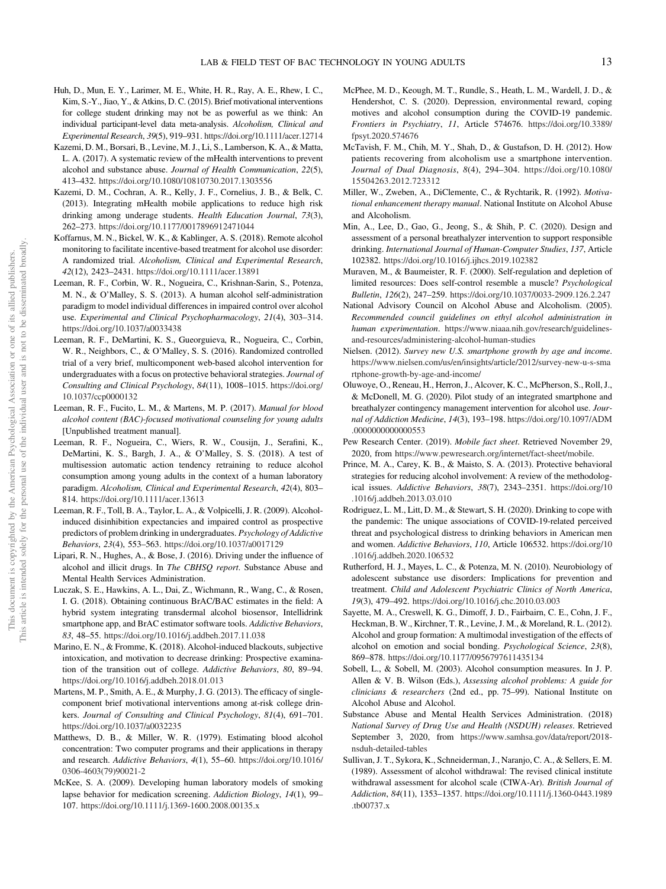Huh, D., Mun, E. Y., Larimer, M. E., White, H. R., Ray, A. E., Rhew, I. C., Kim, S.-Y., Jiao, Y., & Atkins, D. C. (2015). Brief motivational interventions for college student drinking may not be as powerful as we think: An individual participant-level data meta-analysis. *Alcoholism, Clinical and Experimental Research*, *39*(5), 919–931. https://doi.org/10.1111/acer.12714

Kazemi, D. M., Borsari, B., Levine, M. J., Li, S., Lamberson, K. A., & Matta, L. A. (2017). A systematic review of the mHealth interventions to prevent alcohol and substance abuse. *Journal of Health Communication*, *22*(5), 413–432. https://doi.org/10.1080/10810730.2017.1303556

Kazemi, D. M., Cochran, A. R., Kelly, J. F., Cornelius, J. B., & Belk, C. (2013). Integrating mHealth mobile applications to reduce high risk drinking among underage students. *Health Education Journal*, *73*(3), 262–273. https://doi.org/10.1177/0017896912471044

Koffarnus, M. N., Bickel, W. K., & Kablinger, A. S. (2018). Remote alcohol monitoring to facilitate incentive-based treatment for alcohol use disorder: A randomized trial. *Alcoholism, Clinical and Experimental Research*, *42*(12), 2423–2431. https://doi.org/10.1111/acer.13891

Leeman, R. F., Corbin, W. R., Nogueira, C., Krishnan-Sarin, S., Potenza, M. N., & O'Malley, S. S. (2013). A human alcohol self-administration paradigm to model individual differences in impaired control over alcohol use. *Experimental and Clinical Psychopharmacology*, *21*(4), 303–314. https://doi.org/10.1037/a0033438

Leeman, R. F., DeMartini, K. S., Gueorguieva, R., Nogueira, C., Corbin, W. R., Neighbors, C., & O'Malley, S. S. (2016). Randomized controlled trial of a very brief, multicomponent web-based alcohol intervention for undergraduates with a focus on protective behavioral strategies. *Journal of Consulting and Clinical Psychology*, *84*(11), 1008–1015. https://doi.org/10.1037/ccp0000132

Leeman, R. F., Fucito, L. M., & Martens, M. P. (2017). *Manual for blood alcohol content (BAC)-focused motivational counseling for young adults* [Unpublished treatment manual].

Leeman, R. F., Nogueira, C., Wiers, R. W., Cousijn, J., Serafini, K., DeMartini, K. S., Bargh, J. A., & O'Malley, S. S. (2018). A test of multisession automatic action tendency retraining to reduce alcohol consumption among young adults in the context of a human laboratory paradigm. *Alcoholism, Clinical and Experimental Research*, *42*(4), 803–814. https://doi.org/10.1111/acer.13613

Leeman, R. F., Toll, B. A., Taylor, L. A., & Volpicelli, J. R. (2009). Alcohol-induced disinhibition expectancies and impaired control as prospective predictors of problem drinking in undergraduates. *Psychology of Addictive Behaviors*, *23*(4), 553–563. https://doi.org/10.1037/a0017129

Lipari, R. N., Hughes, A., & Bose, J. (2016). Driving under the influence of alcohol and illicit drugs. In *The CBHSQ report*. Substance Abuse and Mental Health Services Administration.

Luczak, S. E., Hawkins, A. L., Dai, Z., Wichmann, R., Wang, C., & Rosen, I. G. (2018). Obtaining continuous BrAC/BAC estimates in the field: A hybrid system integrating transdermal alcohol biosensor, Intellidrink smartphone app, and BrAC estimator software tools. *Addictive Behaviors*, *83*, 48–55. https://doi.org/10.1016/j.addbeh.2017.11.038

Marino, E. N., & Fromme, K. (2018). Alcohol-induced blackouts, subjective intoxication, and motivation to decrease drinking: Prospective examination of the transition out of college. *Addictive Behaviors*, *80*, 89–94. https://doi.org/10.1016/j.addbeh.2018.01.013

Martens, M. P., Smith, A. E., & Murphy, J. G. (2013). The efficacy of single-component brief motivational interventions among at-risk college drinkers. *Journal of Consulting and Clinical Psychology*, *81*(4), 691–701. https://doi.org/10.1037/a0032235

Matthews, D. B., & Miller, W. R. (1979). Estimating blood alcohol concentration: Two computer programs and their applications in therapy and research. *Addictive Behaviors*, *4*(1), 55–60. https://doi.org/10.1016/0306-4603(79)90021-2

McKee, S. A. (2009). Developing human laboratory models of smoking lapse behavior for medication screening. *Addiction Biology*, *14*(1), 99–107. https://doi.org/10.1111/j.1369-1600.2008.00135.x

McPhee, M. D., Keough, M. T., Rundle, S., Heath, L. M., Wardell, J. D., & Hendershot, C. S. (2020). Depression, environmental reward, coping motives and alcohol consumption during the COVID-19 pandemic. *Frontiers in Psychiatry*, *11*, Article 574676. https://doi.org/10.3389/fpsyt.2020.574676

McTavish, F. M., Chih, M. Y., Shah, D., & Gustafson, D. H. (2012). How patients recovering from alcoholism use a smartphone intervention. *Journal of Dual Diagnosis*, *8*(4), 294–304. https://doi.org/10.1080/15504263.2012.723312

Miller, W., Zweben, A., DiClemente, C., & Rychtarik, R. (1992). *Motivational enhancement therapy manual*. National Institute on Alcohol Abuse and Alcoholism.

Min, A., Lee, D., Gao, G., Jeong, S., & Shih, P. C. (2020). Design and assessment of a personal breathalyzer intervention to support responsible drinking. *International Journal of Human-Computer Studies*, *137*, Article 102382. https://doi.org/10.1016/j.ijhcs.2019.102382

Muraven, M., & Baumeister, R. F. (2000). Self-regulation and depletion of limited resources: Does self-control resemble a muscle? *Psychological Bulletin*, *126*(2), 247–259. https://doi.org/10.1037/0033-2909.126.2.247

National Advisory Council on Alcohol Abuse and Alcoholism. (2005). *Recommended council guidelines on ethyl alcohol administration in human experimentation*. https://www.niaaa.nih.gov/research/guidelines-and-resources/administering-alcohol-human-studies

Nielsen. (2012). *Survey new U.S. smartphone growth by age and income*. https://www.nielsen.com/us/en/insights/article/2012/survey-new-u-s-smartphone-growth-by-age-and-income/

Oluwoye, O., Reneau, H., Herron, J., Alcover, K. C., McPherson, S., Roll, J., & McDonell, M. G. (2020). Pilot study of an integrated smartphone and breathalyzer contingency management intervention for alcohol use. *Journal of Addiction Medicine*, *14*(3), 193–198. https://doi.org/10.1097/ADM.0000000000000553

Pew Research Center. (2019). *Mobile fact sheet*. Retrieved November 29, 2020, from https://www.pewresearch.org/internet/fact-sheet/mobile.

Prince, M. A., Carey, K. B., & Maisto, S. A. (2013). Protective behavioral strategies for reducing alcohol involvement: A review of the methodological issues. *Addictive Behaviors*, *38*(7), 2343–2351. https://doi.org/10.1016/j.addbeh.2013.03.010

Rodriguez, L. M., Litt, D. M., & Stewart, S. H. (2020). Drinking to cope with the pandemic: The unique associations of COVID-19-related perceived threat and psychological distress to drinking behaviors in American men and women. *Addictive Behaviors*, *110*, Article 106532. https://doi.org/10.1016/j.addbeh.2020.106532

Rutherford, H. J., Mayes, L. C., & Potenza, M. N. (2010). Neurobiology of adolescent substance use disorders: Implications for prevention and treatment. *Child and Adolescent Psychiatric Clinics of North America*, *19*(3), 479–492. https://doi.org/10.1016/j.chc.2010.03.003

Sayette, M. A., Creswell, K. G., Dimoff, J. D., Fairbairn, C. E., Cohn, J. F., Heckman, B. W., Kirchner, T. R., Levine, J. M., & Moreland, R. L. (2012). Alcohol and group formation: A multimodal investigation of the effects of alcohol on emotion and social bonding. *Psychological Science*, *23*(8), 869–878. https://doi.org/10.1177/0956797611435134

Sobell, L., & Sobell, M. (2003). Alcohol consumption measures. In J. P. Allen & V. B. Wilson (Eds.), *Assessing alcohol problems: A guide for clinicians & researchers* (2nd ed., pp. 75–99). National Institute on Alcohol Abuse and Alcohol.

Substance Abuse and Mental Health Services Administration. (2018) *National Survey of Drug Use and Health (NSDUH) releases*. Retrieved September 3, 2020, from https://www.samhsa.gov/data/report/2018-nsduh-detailed-tables

Sullivan, J. T., Sykora, K., Schneiderman, J., Naranjo, C. A., & Sellers, E. M. (1989). Assessment of alcohol withdrawal: The revised clinical institute withdrawal assessment for alcohol scale (CIWA-Ar). *British Journal of Addiction*, *84*(11), 1353–1357. https://doi.org/10.1111/j.1360-0443.1989.tb00737.x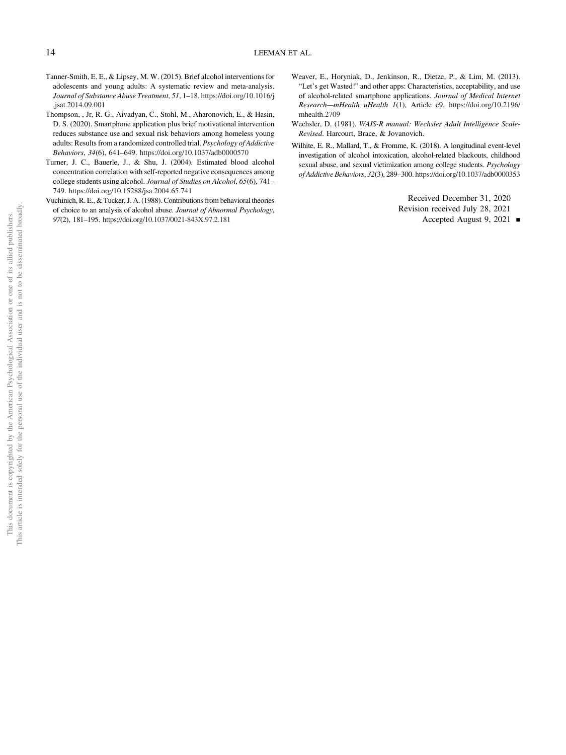Tanner-Smith, E. E., & Lipsey, M. W. (2015). Brief alcohol interventions for adolescents and young adults: A systematic review and meta-analysis. *Journal of Substance Abuse Treatment*, *51*, 1–18. https://doi.org/10.1016/j.jsat.2014.09.001

Thompson, , Jr, R. G., Aivadyan, C., Stohl, M., Aharonovich, E., & Hasin, D. S. (2020). Smartphone application plus brief motivational intervention reduces substance use and sexual risk behaviors among homeless young adults: Results from a randomized controlled trial. *Psychology of Addictive Behaviors*, *34*(6), 641–649. https://doi.org/10.1037/adb0000570

Turner, J. C., Bauerle, J., & Shu, J. (2004). Estimated blood alcohol concentration correlation with self-reported negative consequences among college students using alcohol. *Journal of Studies on Alcohol*, *65*(6), 741–749. https://doi.org/10.15288/jsa.2004.65.741

Vuchinich, R. E., & Tucker, J. A. (1988). Contributions from behavioral theories of choice to an analysis of alcohol abuse. *Journal of Abnormal Psychology*, *97*(2), 181–195. https://doi.org/10.1037/0021-843X.97.2.181

Weaver, E., Horyniak, D., Jenkinson, R., Dietze, P., & Lim, M. (2013). "Let's get Wasted!" and other apps: Characteristics, acceptability, and use of alcohol-related smartphone applications. *Journal of Medical Internet Research—mHealth uHealth 1*(1), Article e9. https://doi.org/10.2196/mhealth.2709

Wechsler, D. (1981). *WAIS-R manual: Wechsler Adult Intelligence Scale-Revised*. Harcourt, Brace, & Jovanovich.

Wilhite, E. R., Mallard, T., & Fromme, K. (2018). A longitudinal event-level investigation of alcohol intoxication, alcohol-related blackouts, childhood sexual abuse, and sexual victimization among college students. *Psychology of Addictive Behaviors*, *32*(3), 289–300. https://doi.org/10.1037/adb0000353

Received December 31, 2020
Revision received July 28, 2021
Accepted August 9, 2021 ■